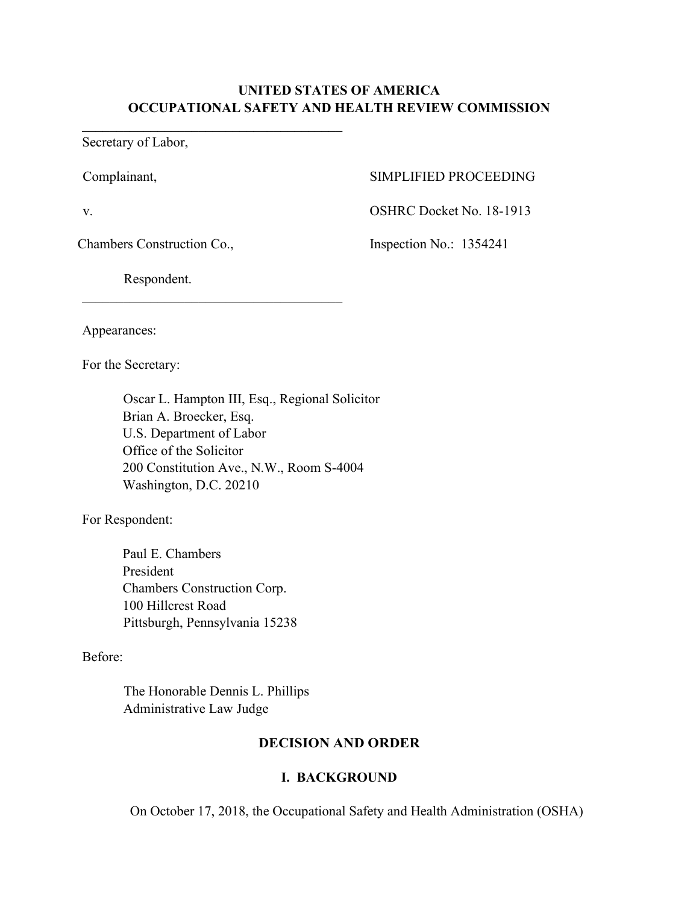**UNITED STATES OF AMERICA**
**OCCUPATIONAL SAFETY AND HEALTH REVIEW COMMISSION**

---

Secretary of Labor,

Complainant,

v.

Chambers Construction Co.,

Respondent.

SIMPLIFIED PROCEEDING

OSHRC Docket No. 18-1913

Inspection No.: 1354241

---

Appearances:

For the Secretary:

> Oscar L. Hampton III, Esq., Regional Solicitor
> Brian A. Broecker, Esq.
> U.S. Department of Labor
> Office of the Solicitor
> 200 Constitution Ave., N.W., Room S-4004
> Washington, D.C. 20210

For Respondent:

> Paul E. Chambers
> President
> Chambers Construction Corp.
> 100 Hillcrest Road
> Pittsburgh, Pennsylvania 15238

Before:

> The Honorable Dennis L. Phillips
> Administrative Law Judge

## DECISION AND ORDER

### I. BACKGROUND

On October 17, 2018, the Occupational Safety and Health Administration (OSHA)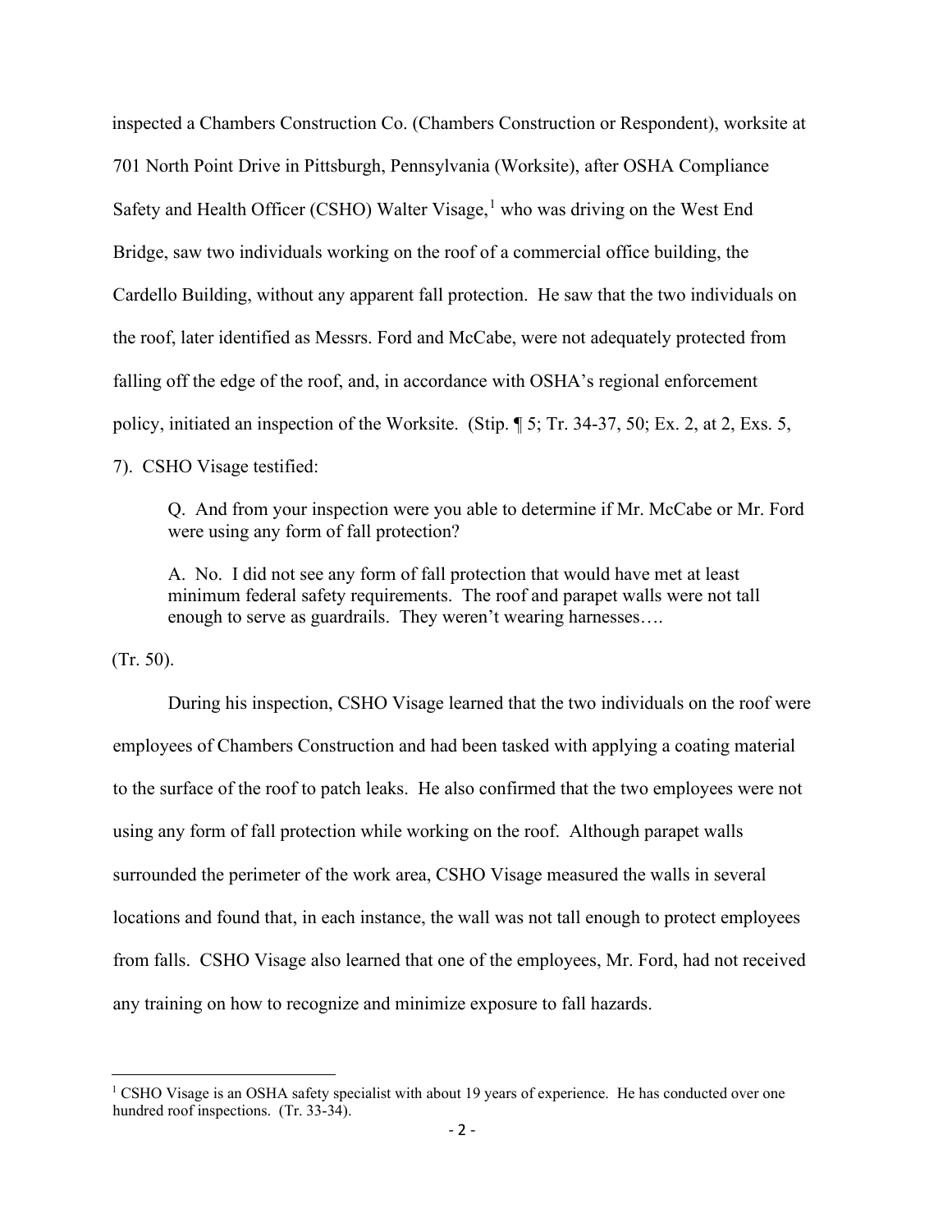inspected a Chambers Construction Co. (Chambers Construction or Respondent), worksite at 701 North Point Drive in Pittsburgh, Pennsylvania (Worksite), after OSHA Compliance Safety and Health Officer (CSHO) Walter Visage,[1] who was driving on the West End Bridge, saw two individuals working on the roof of a commercial office building, the Cardello Building, without any apparent fall protection. He saw that the two individuals on the roof, later identified as Messrs. Ford and McCabe, were not adequately protected from falling off the edge of the roof, and, in accordance with OSHA's regional enforcement policy, initiated an inspection of the Worksite. (Stip. ¶ 5; Tr. 34-37, 50; Ex. 2, at 2, Exs. 5, 7). CSHO Visage testified:

> Q. And from your inspection were you able to determine if Mr. McCabe or Mr. Ford were using any form of fall protection?
>
> A. No. I did not see any form of fall protection that would have met at least minimum federal safety requirements. The roof and parapet walls were not tall enough to serve as guardrails. They weren't wearing harnesses….

(Tr. 50).

During his inspection, CSHO Visage learned that the two individuals on the roof were employees of Chambers Construction and had been tasked with applying a coating material to the surface of the roof to patch leaks. He also confirmed that the two employees were not using any form of fall protection while working on the roof. Although parapet walls surrounded the perimeter of the work area, CSHO Visage measured the walls in several locations and found that, in each instance, the wall was not tall enough to protect employees from falls. CSHO Visage also learned that one of the employees, Mr. Ford, had not received any training on how to recognize and minimize exposure to fall hazards.

[1] CSHO Visage is an OSHA safety specialist with about 19 years of experience. He has conducted over one hundred roof inspections. (Tr. 33-34).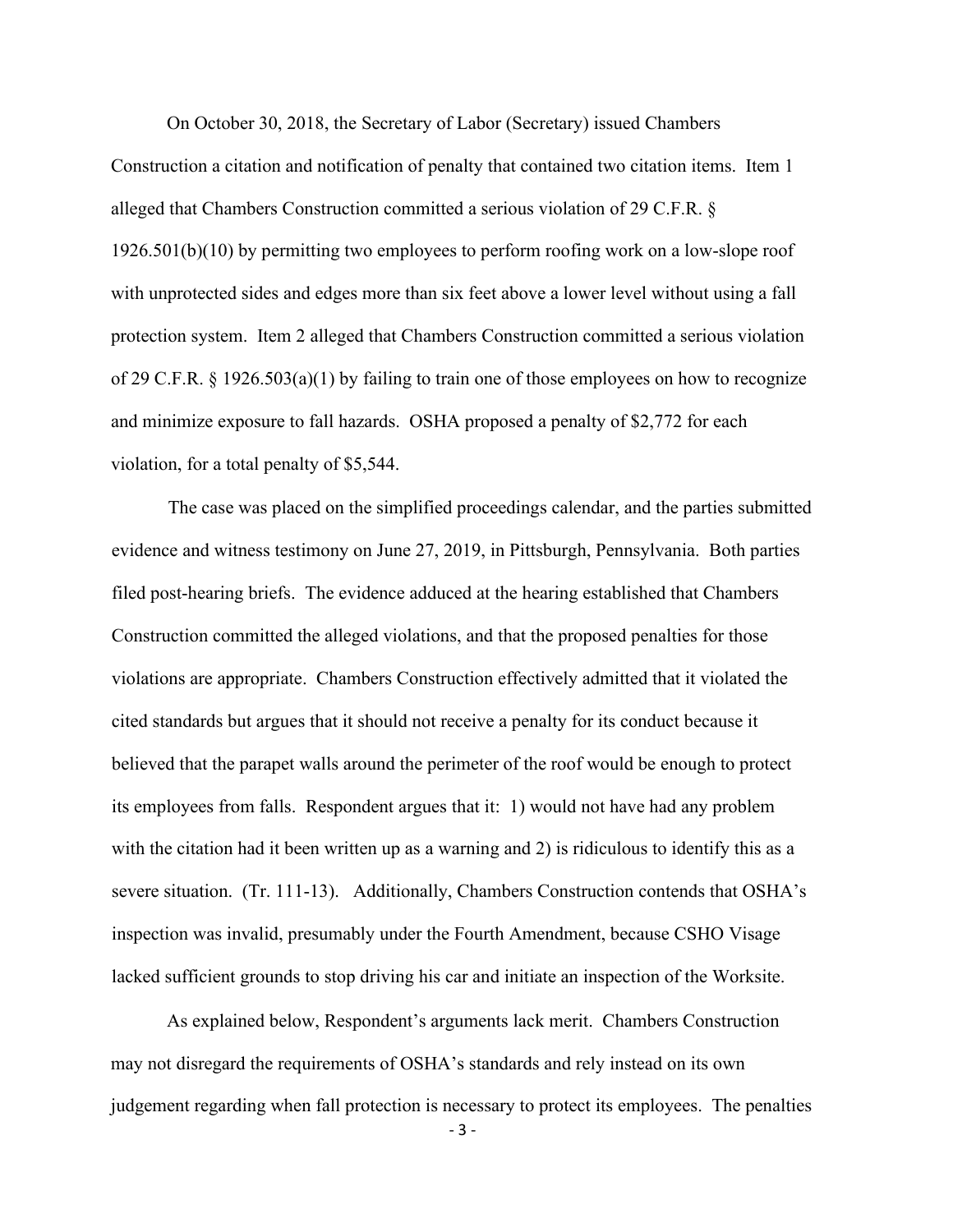On October 30, 2018, the Secretary of Labor (Secretary) issued Chambers Construction a citation and notification of penalty that contained two citation items. Item 1 alleged that Chambers Construction committed a serious violation of 29 C.F.R. § 1926.501(b)(10) by permitting two employees to perform roofing work on a low-slope roof with unprotected sides and edges more than six feet above a lower level without using a fall protection system. Item 2 alleged that Chambers Construction committed a serious violation of 29 C.F.R. § 1926.503(a)(1) by failing to train one of those employees on how to recognize and minimize exposure to fall hazards. OSHA proposed a penalty of $2,772 for each violation, for a total penalty of $5,544.

The case was placed on the simplified proceedings calendar, and the parties submitted evidence and witness testimony on June 27, 2019, in Pittsburgh, Pennsylvania. Both parties filed post-hearing briefs. The evidence adduced at the hearing established that Chambers Construction committed the alleged violations, and that the proposed penalties for those violations are appropriate. Chambers Construction effectively admitted that it violated the cited standards but argues that it should not receive a penalty for its conduct because it believed that the parapet walls around the perimeter of the roof would be enough to protect its employees from falls. Respondent argues that it: 1) would not have had any problem with the citation had it been written up as a warning and 2) is ridiculous to identify this as a severe situation. (Tr. 111-13). Additionally, Chambers Construction contends that OSHA's inspection was invalid, presumably under the Fourth Amendment, because CSHO Visage lacked sufficient grounds to stop driving his car and initiate an inspection of the Worksite.

As explained below, Respondent's arguments lack merit. Chambers Construction may not disregard the requirements of OSHA's standards and rely instead on its own judgement regarding when fall protection is necessary to protect its employees. The penalties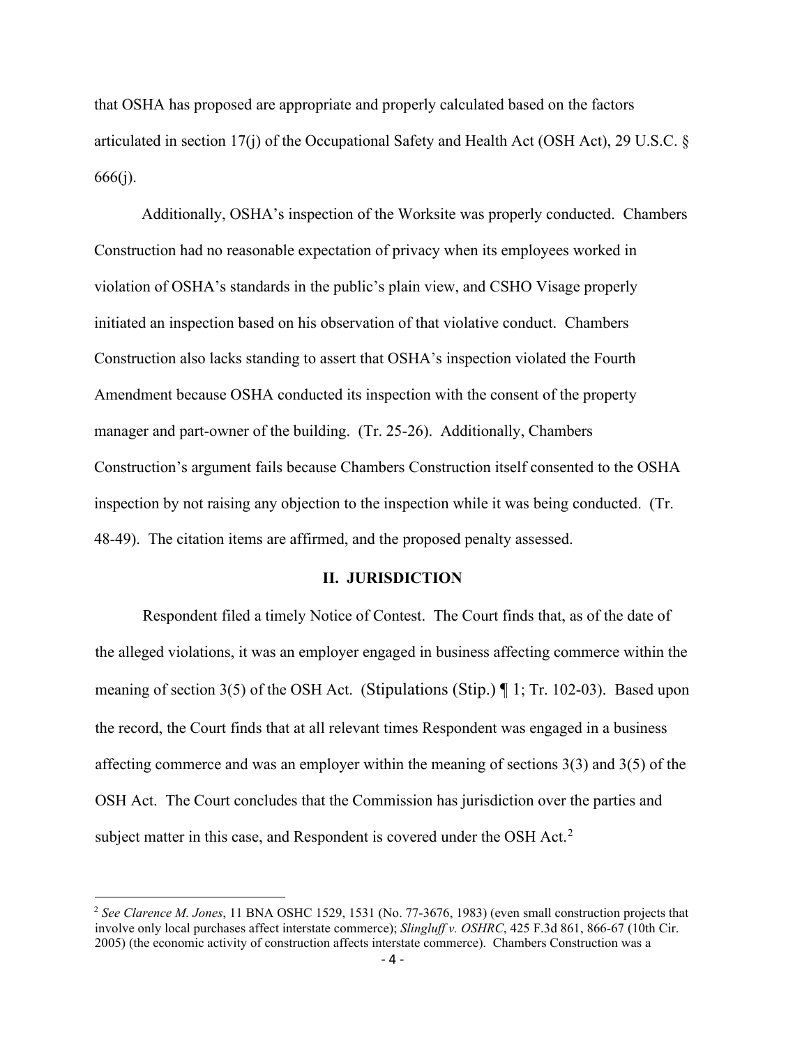that OSHA has proposed are appropriate and properly calculated based on the factors articulated in section 17(j) of the Occupational Safety and Health Act (OSH Act), 29 U.S.C. § 666(j).

Additionally, OSHA's inspection of the Worksite was properly conducted. Chambers Construction had no reasonable expectation of privacy when its employees worked in violation of OSHA's standards in the public's plain view, and CSHO Visage properly initiated an inspection based on his observation of that violative conduct. Chambers Construction also lacks standing to assert that OSHA's inspection violated the Fourth Amendment because OSHA conducted its inspection with the consent of the property manager and part-owner of the building. (Tr. 25-26). Additionally, Chambers Construction's argument fails because Chambers Construction itself consented to the OSHA inspection by not raising any objection to the inspection while it was being conducted. (Tr. 48-49). The citation items are affirmed, and the proposed penalty assessed.

## II. JURISDICTION

Respondent filed a timely Notice of Contest. The Court finds that, as of the date of the alleged violations, it was an employer engaged in business affecting commerce within the meaning of section 3(5) of the OSH Act. (Stipulations (Stip.) ¶ 1; Tr. 102-03). Based upon the record, the Court finds that at all relevant times Respondent was engaged in a business affecting commerce and was an employer within the meaning of sections 3(3) and 3(5) of the OSH Act. The Court concludes that the Commission has jurisdiction over the parties and subject matter in this case, and Respondent is covered under the OSH Act.[2]

---

[2] *See Clarence M. Jones*, 11 BNA OSHC 1529, 1531 (No. 77-3676, 1983) (even small construction projects that involve only local purchases affect interstate commerce); *Slingluff v. OSHRC*, 425 F.3d 861, 866-67 (10th Cir. 2005) (the economic activity of construction affects interstate commerce). Chambers Construction was a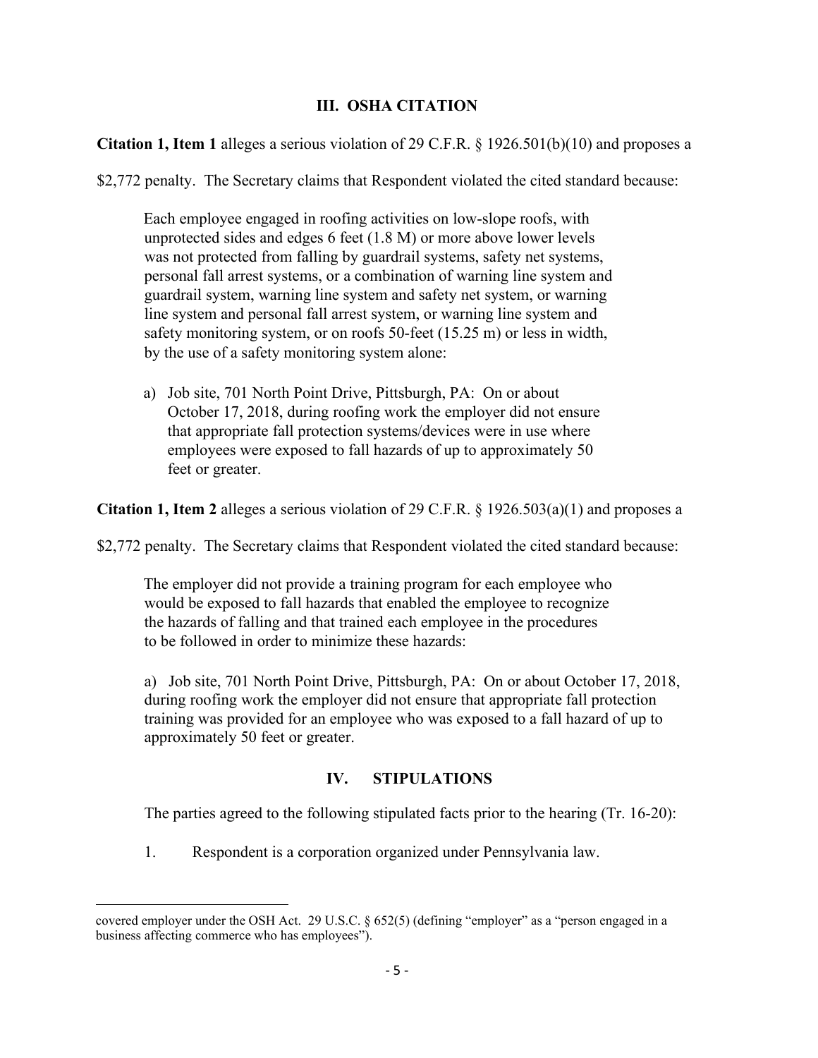## III. OSHA CITATION

**Citation 1, Item 1** alleges a serious violation of 29 C.F.R. § 1926.501(b)(10) and proposes a $2,772 penalty. The Secretary claims that Respondent violated the cited standard because:

> Each employee engaged in roofing activities on low-slope roofs, with unprotected sides and edges 6 feet (1.8 M) or more above lower levels was not protected from falling by guardrail systems, safety net systems, personal fall arrest systems, or a combination of warning line system and guardrail system, warning line system and safety net system, or warning line system and personal fall arrest system, or warning line system and safety monitoring system, or on roofs 50-feet (15.25 m) or less in width, by the use of a safety monitoring system alone:
>
> a) Job site, 701 North Point Drive, Pittsburgh, PA: On or about October 17, 2018, during roofing work the employer did not ensure that appropriate fall protection systems/devices were in use where employees were exposed to fall hazards of up to approximately 50 feet or greater.

**Citation 1, Item 2** alleges a serious violation of 29 C.F.R. § 1926.503(a)(1) and proposes a $2,772 penalty. The Secretary claims that Respondent violated the cited standard because:

> The employer did not provide a training program for each employee who would be exposed to fall hazards that enabled the employee to recognize the hazards of falling and that trained each employee in the procedures to be followed in order to minimize these hazards:
>
> a) Job site, 701 North Point Drive, Pittsburgh, PA: On or about October 17, 2018, during roofing work the employer did not ensure that appropriate fall protection training was provided for an employee who was exposed to a fall hazard of up to approximately 50 feet or greater.

## IV. STIPULATIONS

The parties agreed to the following stipulated facts prior to the hearing (Tr. 16-20):

1. Respondent is a corporation organized under Pennsylvania law.

---

covered employer under the OSH Act. 29 U.S.C. § 652(5) (defining "employer" as a "person engaged in a business affecting commerce who has employees").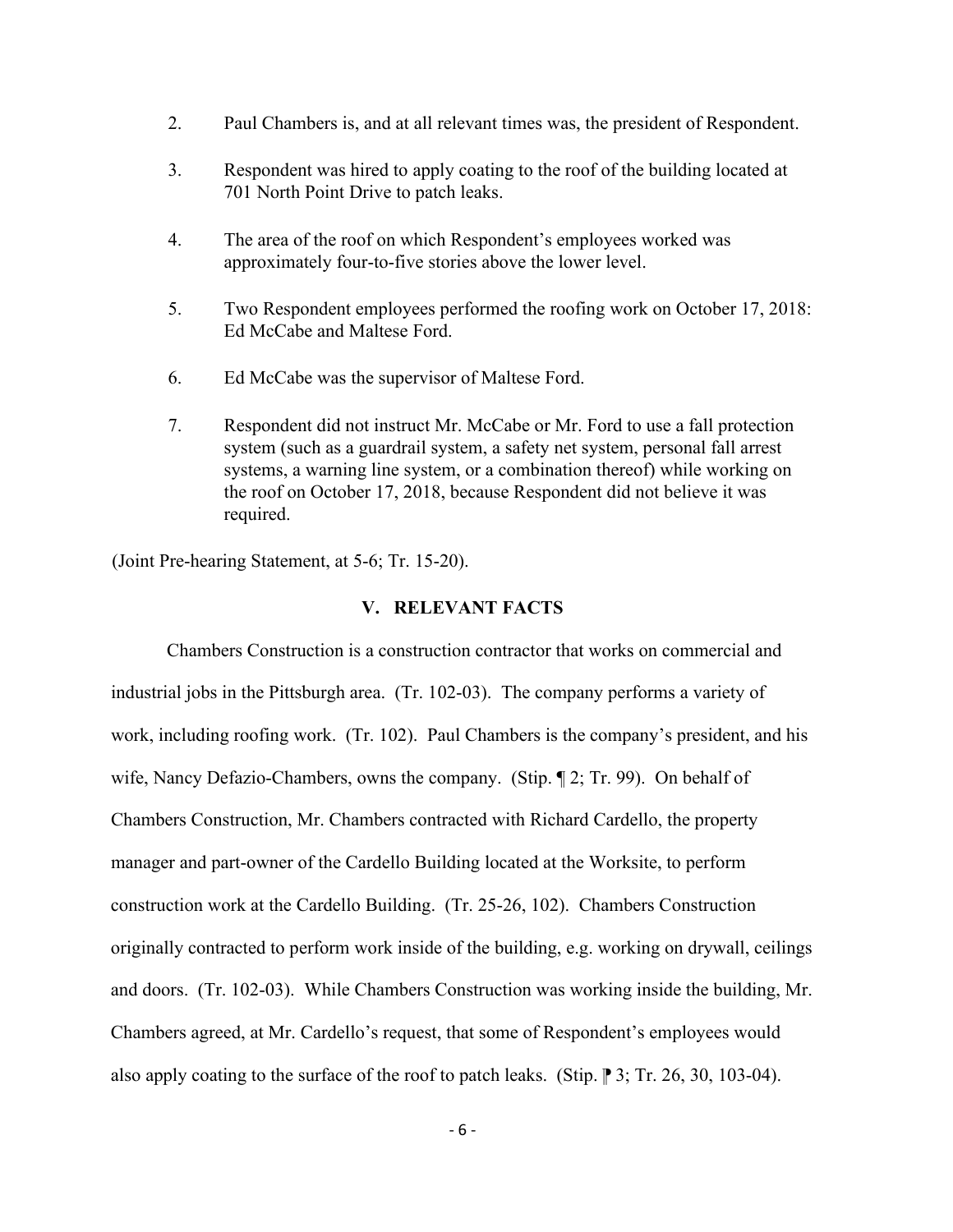2. Paul Chambers is, and at all relevant times was, the president of Respondent.

3. Respondent was hired to apply coating to the roof of the building located at 701 North Point Drive to patch leaks.

4. The area of the roof on which Respondent's employees worked was approximately four-to-five stories above the lower level.

5. Two Respondent employees performed the roofing work on October 17, 2018: Ed McCabe and Maltese Ford.

6. Ed McCabe was the supervisor of Maltese Ford.

7. Respondent did not instruct Mr. McCabe or Mr. Ford to use a fall protection system (such as a guardrail system, a safety net system, personal fall arrest systems, a warning line system, or a combination thereof) while working on the roof on October 17, 2018, because Respondent did not believe it was required.

(Joint Pre-hearing Statement, at 5-6; Tr. 15-20).

## V. RELEVANT FACTS

Chambers Construction is a construction contractor that works on commercial and industrial jobs in the Pittsburgh area. (Tr. 102-03). The company performs a variety of work, including roofing work. (Tr. 102). Paul Chambers is the company's president, and his wife, Nancy Defazio-Chambers, owns the company. (Stip. ¶ 2; Tr. 99). On behalf of Chambers Construction, Mr. Chambers contracted with Richard Cardello, the property manager and part-owner of the Cardello Building located at the Worksite, to perform construction work at the Cardello Building. (Tr. 25-26, 102). Chambers Construction originally contracted to perform work inside of the building, e.g. working on drywall, ceilings and doors. (Tr. 102-03). While Chambers Construction was working inside the building, Mr. Chambers agreed, at Mr. Cardello's request, that some of Respondent's employees would also apply coating to the surface of the roof to patch leaks. (Stip. ⁋ 3; Tr. 26, 30, 103-04).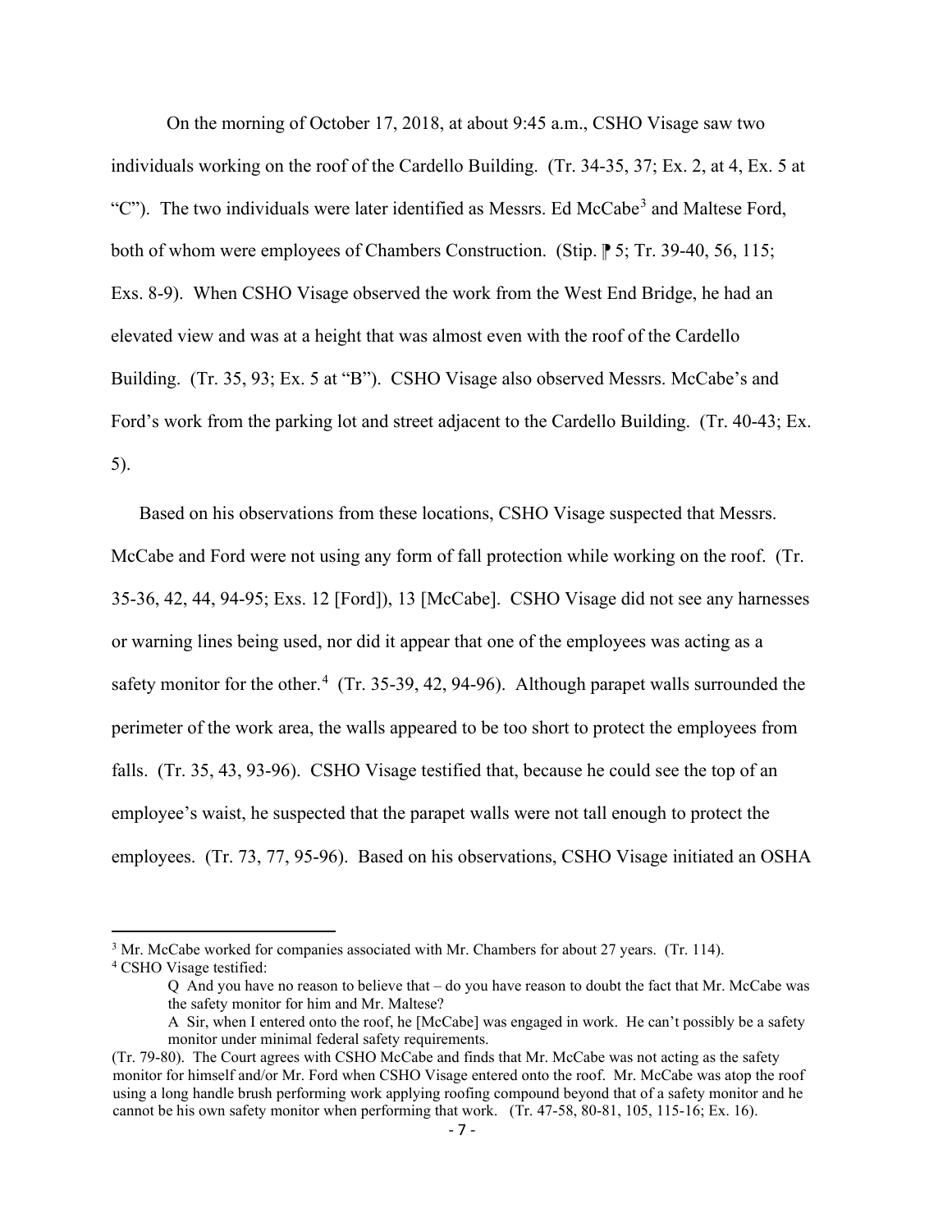On the morning of October 17, 2018, at about 9:45 a.m., CSHO Visage saw two individuals working on the roof of the Cardello Building. (Tr. 34-35, 37; Ex. 2, at 4, Ex. 5 at "C"). The two individuals were later identified as Messrs. Ed McCabe[3] and Maltese Ford, both of whom were employees of Chambers Construction. (Stip. ⁋ 5; Tr. 39-40, 56, 115; Exs. 8-9). When CSHO Visage observed the work from the West End Bridge, he had an elevated view and was at a height that was almost even with the roof of the Cardello Building. (Tr. 35, 93; Ex. 5 at "B"). CSHO Visage also observed Messrs. McCabe's and Ford's work from the parking lot and street adjacent to the Cardello Building. (Tr. 40-43; Ex. 5).

Based on his observations from these locations, CSHO Visage suspected that Messrs. McCabe and Ford were not using any form of fall protection while working on the roof. (Tr. 35-36, 42, 44, 94-95; Exs. 12 [Ford]), 13 [McCabe]. CSHO Visage did not see any harnesses or warning lines being used, nor did it appear that one of the employees was acting as a safety monitor for the other.[4] (Tr. 35-39, 42, 94-96). Although parapet walls surrounded the perimeter of the work area, the walls appeared to be too short to protect the employees from falls. (Tr. 35, 43, 93-96). CSHO Visage testified that, because he could see the top of an employee's waist, he suspected that the parapet walls were not tall enough to protect the employees. (Tr. 73, 77, 95-96). Based on his observations, CSHO Visage initiated an OSHA

---

[3] Mr. McCabe worked for companies associated with Mr. Chambers for about 27 years. (Tr. 114).

[4] CSHO Visage testified:

> Q And you have no reason to believe that – do you have reason to doubt the fact that Mr. McCabe was the safety monitor for him and Mr. Maltese?
>
> A Sir, when I entered onto the roof, he [McCabe] was engaged in work. He can't possibly be a safety monitor under minimal federal safety requirements.

(Tr. 79-80). The Court agrees with CSHO McCabe and finds that Mr. McCabe was not acting as the safety monitor for himself and/or Mr. Ford when CSHO Visage entered onto the roof. Mr. McCabe was atop the roof using a long handle brush performing work applying roofing compound beyond that of a safety monitor and he cannot be his own safety monitor when performing that work. (Tr. 47-58, 80-81, 105, 115-16; Ex. 16).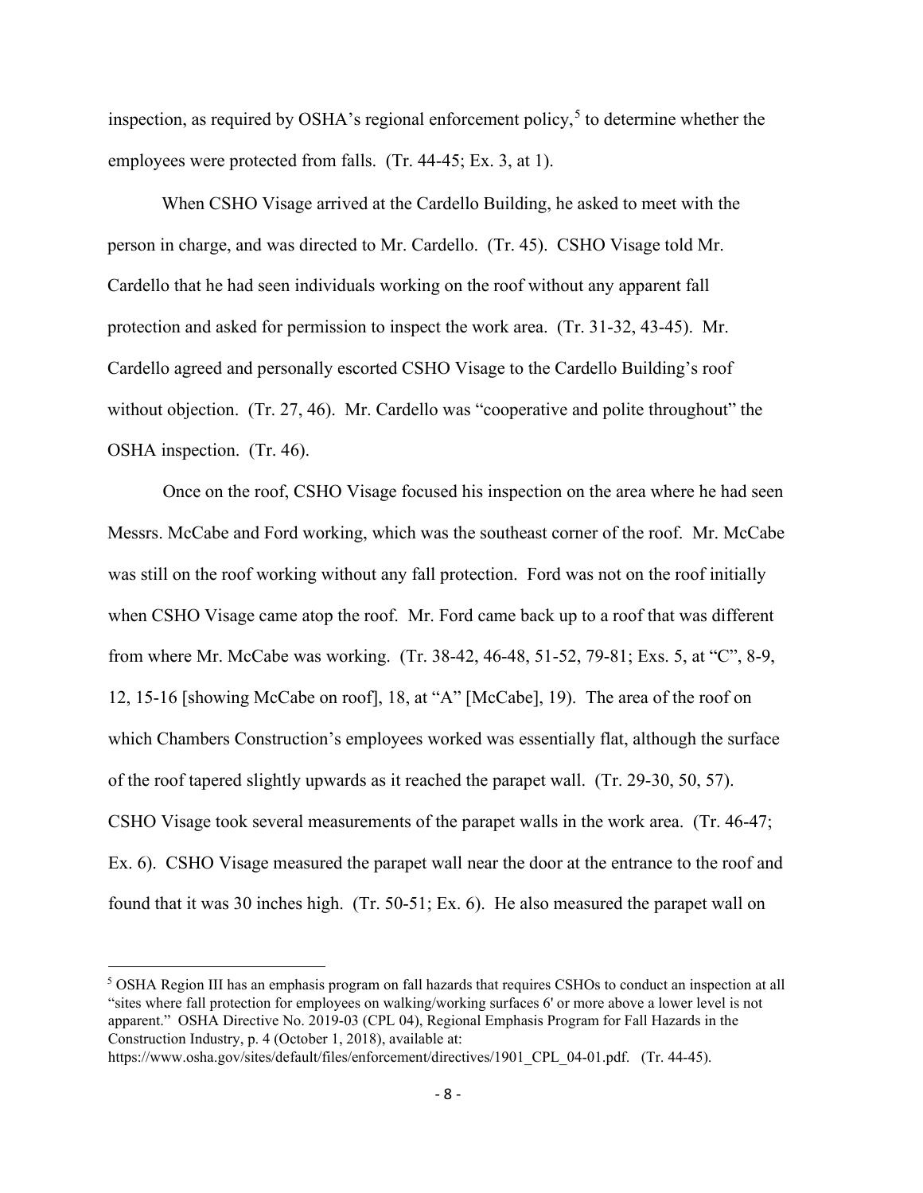inspection, as required by OSHA's regional enforcement policy,[5] to determine whether the employees were protected from falls. (Tr. 44-45; Ex. 3, at 1).

When CSHO Visage arrived at the Cardello Building, he asked to meet with the person in charge, and was directed to Mr. Cardello. (Tr. 45). CSHO Visage told Mr. Cardello that he had seen individuals working on the roof without any apparent fall protection and asked for permission to inspect the work area. (Tr. 31-32, 43-45). Mr. Cardello agreed and personally escorted CSHO Visage to the Cardello Building's roof without objection. (Tr. 27, 46). Mr. Cardello was "cooperative and polite throughout" the OSHA inspection. (Tr. 46).

Once on the roof, CSHO Visage focused his inspection on the area where he had seen Messrs. McCabe and Ford working, which was the southeast corner of the roof. Mr. McCabe was still on the roof working without any fall protection. Ford was not on the roof initially when CSHO Visage came atop the roof. Mr. Ford came back up to a roof that was different from where Mr. McCabe was working. (Tr. 38-42, 46-48, 51-52, 79-81; Exs. 5, at "C", 8-9, 12, 15-16 [showing McCabe on roof], 18, at "A" [McCabe], 19). The area of the roof on which Chambers Construction's employees worked was essentially flat, although the surface of the roof tapered slightly upwards as it reached the parapet wall. (Tr. 29-30, 50, 57). CSHO Visage took several measurements of the parapet walls in the work area. (Tr. 46-47; Ex. 6). CSHO Visage measured the parapet wall near the door at the entrance to the roof and found that it was 30 inches high. (Tr. 50-51; Ex. 6). He also measured the parapet wall on

[5] OSHA Region III has an emphasis program on fall hazards that requires CSHOs to conduct an inspection at all "sites where fall protection for employees on walking/working surfaces 6' or more above a lower level is not apparent." OSHA Directive No. 2019-03 (CPL 04), Regional Emphasis Program for Fall Hazards in the Construction Industry, p. 4 (October 1, 2018), available at: https://www.osha.gov/sites/default/files/enforcement/directives/1901_CPL_04-01.pdf. (Tr. 44-45).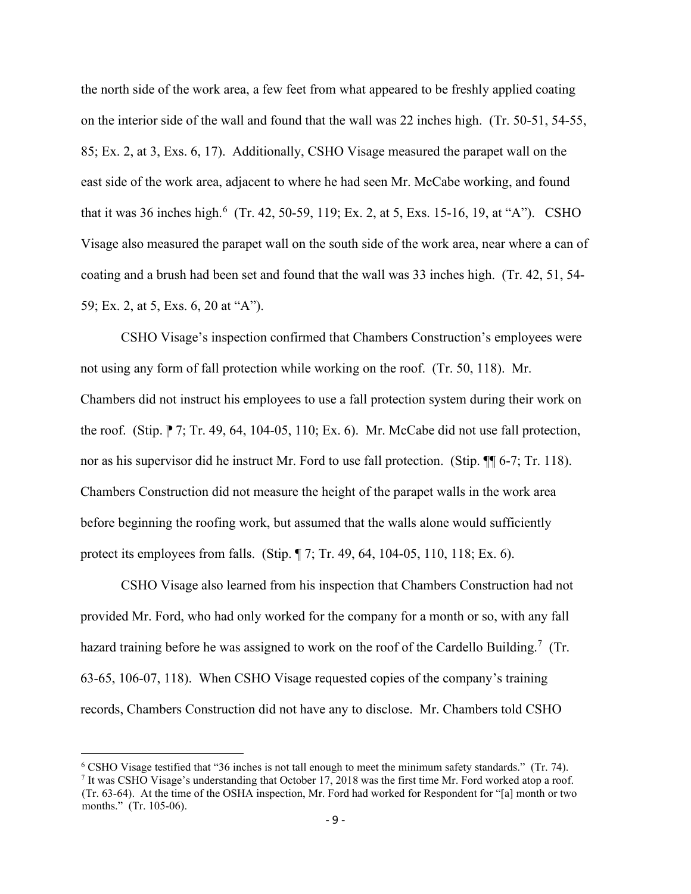the north side of the work area, a few feet from what appeared to be freshly applied coating on the interior side of the wall and found that the wall was 22 inches high. (Tr. 50-51, 54-55, 85; Ex. 2, at 3, Exs. 6, 17). Additionally, CSHO Visage measured the parapet wall on the east side of the work area, adjacent to where he had seen Mr. McCabe working, and found that it was 36 inches high.[6] (Tr. 42, 50-59, 119; Ex. 2, at 5, Exs. 15-16, 19, at "A"). CSHO Visage also measured the parapet wall on the south side of the work area, near where a can of coating and a brush had been set and found that the wall was 33 inches high. (Tr. 42, 51, 54-59; Ex. 2, at 5, Exs. 6, 20 at "A").

CSHO Visage's inspection confirmed that Chambers Construction's employees were not using any form of fall protection while working on the roof. (Tr. 50, 118). Mr. Chambers did not instruct his employees to use a fall protection system during their work on the roof. (Stip. ⁋ 7; Tr. 49, 64, 104-05, 110; Ex. 6). Mr. McCabe did not use fall protection, nor as his supervisor did he instruct Mr. Ford to use fall protection. (Stip. ¶¶ 6-7; Tr. 118). Chambers Construction did not measure the height of the parapet walls in the work area before beginning the roofing work, but assumed that the walls alone would sufficiently protect its employees from falls. (Stip. ¶ 7; Tr. 49, 64, 104-05, 110, 118; Ex. 6).

CSHO Visage also learned from his inspection that Chambers Construction had not provided Mr. Ford, who had only worked for the company for a month or so, with any fall hazard training before he was assigned to work on the roof of the Cardello Building.[7] (Tr. 63-65, 106-07, 118). When CSHO Visage requested copies of the company's training records, Chambers Construction did not have any to disclose. Mr. Chambers told CSHO

---

[6] CSHO Visage testified that "36 inches is not tall enough to meet the minimum safety standards." (Tr. 74).

[7] It was CSHO Visage's understanding that October 17, 2018 was the first time Mr. Ford worked atop a roof. (Tr. 63-64). At the time of the OSHA inspection, Mr. Ford had worked for Respondent for "[a] month or two months." (Tr. 105-06).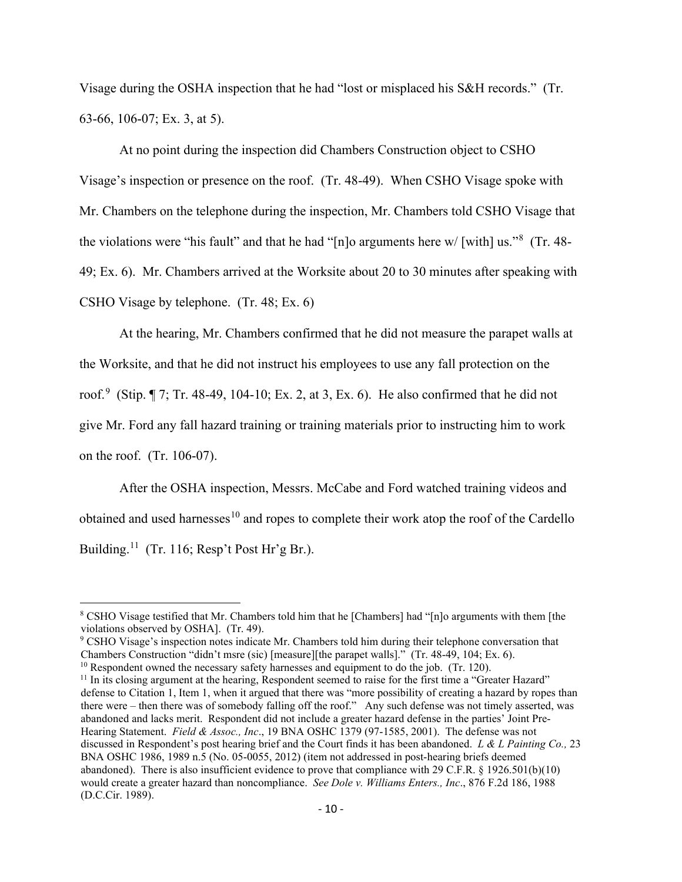Visage during the OSHA inspection that he had "lost or misplaced his S&H records." (Tr. 63-66, 106-07; Ex. 3, at 5).

At no point during the inspection did Chambers Construction object to CSHO Visage's inspection or presence on the roof. (Tr. 48-49). When CSHO Visage spoke with Mr. Chambers on the telephone during the inspection, Mr. Chambers told CSHO Visage that the violations were "his fault" and that he had "[n]o arguments here w/ [with] us."[8] (Tr. 48-49; Ex. 6). Mr. Chambers arrived at the Worksite about 20 to 30 minutes after speaking with CSHO Visage by telephone. (Tr. 48; Ex. 6)

At the hearing, Mr. Chambers confirmed that he did not measure the parapet walls at the Worksite, and that he did not instruct his employees to use any fall protection on the roof.[9] (Stip. ¶ 7; Tr. 48-49, 104-10; Ex. 2, at 3, Ex. 6). He also confirmed that he did not give Mr. Ford any fall hazard training or training materials prior to instructing him to work on the roof. (Tr. 106-07).

After the OSHA inspection, Messrs. McCabe and Ford watched training videos and obtained and used harnesses[10] and ropes to complete their work atop the roof of the Cardello Building.[11] (Tr. 116; Resp't Post Hr'g Br.).

---

[8] CSHO Visage testified that Mr. Chambers told him that he [Chambers] had "[n]o arguments with them [the violations observed by OSHA]. (Tr. 49).

[9] CSHO Visage's inspection notes indicate Mr. Chambers told him during their telephone conversation that Chambers Construction "didn't msre (sic) [measure][the parapet walls]." (Tr. 48-49, 104; Ex. 6).

[10] Respondent owned the necessary safety harnesses and equipment to do the job. (Tr. 120).

[11] In its closing argument at the hearing, Respondent seemed to raise for the first time a "Greater Hazard" defense to Citation 1, Item 1, when it argued that there was "more possibility of creating a hazard by ropes than there were – then there was of somebody falling off the roof." Any such defense was not timely asserted, was abandoned and lacks merit. Respondent did not include a greater hazard defense in the parties' Joint Pre-Hearing Statement. *Field & Assoc., Inc*., 19 BNA OSHC 1379 (97-1585, 2001). The defense was not discussed in Respondent's post hearing brief and the Court finds it has been abandoned. *L & L Painting Co.,* 23 BNA OSHC 1986, 1989 n.5 (No. 05-0055, 2012) (item not addressed in post-hearing briefs deemed abandoned). There is also insufficient evidence to prove that compliance with 29 C.F.R. § 1926.501(b)(10) would create a greater hazard than noncompliance. *See Dole v. Williams Enters., Inc*., 876 F.2d 186, 1988 (D.C.Cir. 1989).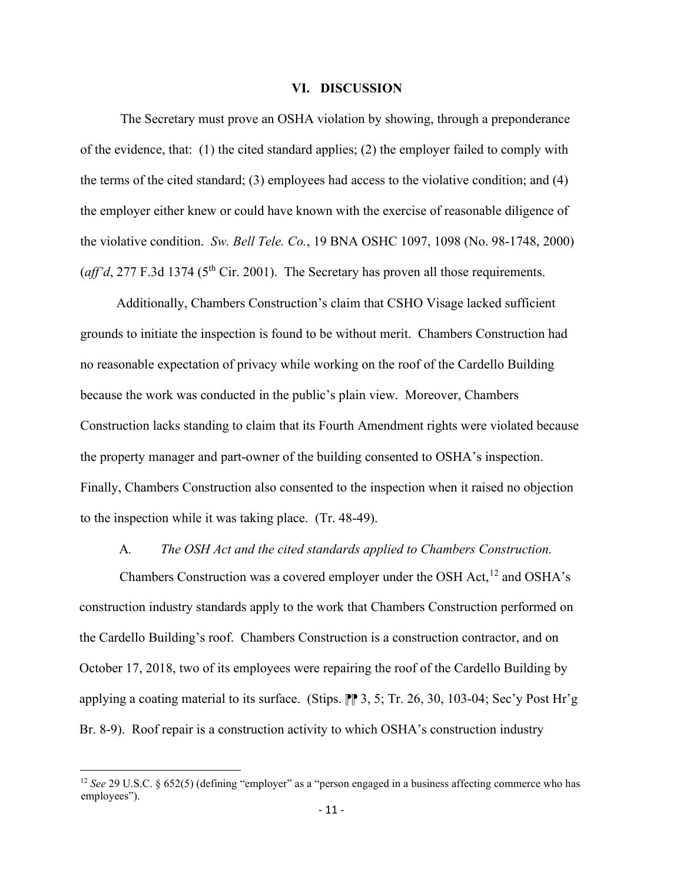## VI. DISCUSSION

The Secretary must prove an OSHA violation by showing, through a preponderance of the evidence, that: (1) the cited standard applies; (2) the employer failed to comply with the terms of the cited standard; (3) employees had access to the violative condition; and (4) the employer either knew or could have known with the exercise of reasonable diligence of the violative condition. *Sw. Bell Tele. Co.*, 19 BNA OSHC 1097, 1098 (No. 98-1748, 2000) (*aff'd*, 277 F.3d 1374 (5th Cir. 2001). The Secretary has proven all those requirements.

Additionally, Chambers Construction's claim that CSHO Visage lacked sufficient grounds to initiate the inspection is found to be without merit. Chambers Construction had no reasonable expectation of privacy while working on the roof of the Cardello Building because the work was conducted in the public's plain view. Moreover, Chambers Construction lacks standing to claim that its Fourth Amendment rights were violated because the property manager and part-owner of the building consented to OSHA's inspection. Finally, Chambers Construction also consented to the inspection when it raised no objection to the inspection while it was taking place. (Tr. 48-49).

### A. *The OSH Act and the cited standards applied to Chambers Construction.*

Chambers Construction was a covered employer under the OSH Act,[12] and OSHA's construction industry standards apply to the work that Chambers Construction performed on the Cardello Building's roof. Chambers Construction is a construction contractor, and on October 17, 2018, two of its employees were repairing the roof of the Cardello Building by applying a coating material to its surface. (Stips. ¶¶ 3, 5; Tr. 26, 30, 103-04; Sec'y Post Hr'g Br. 8-9). Roof repair is a construction activity to which OSHA's construction industry

---

[12] *See* 29 U.S.C. § 652(5) (defining "employer" as a "person engaged in a business affecting commerce who has employees").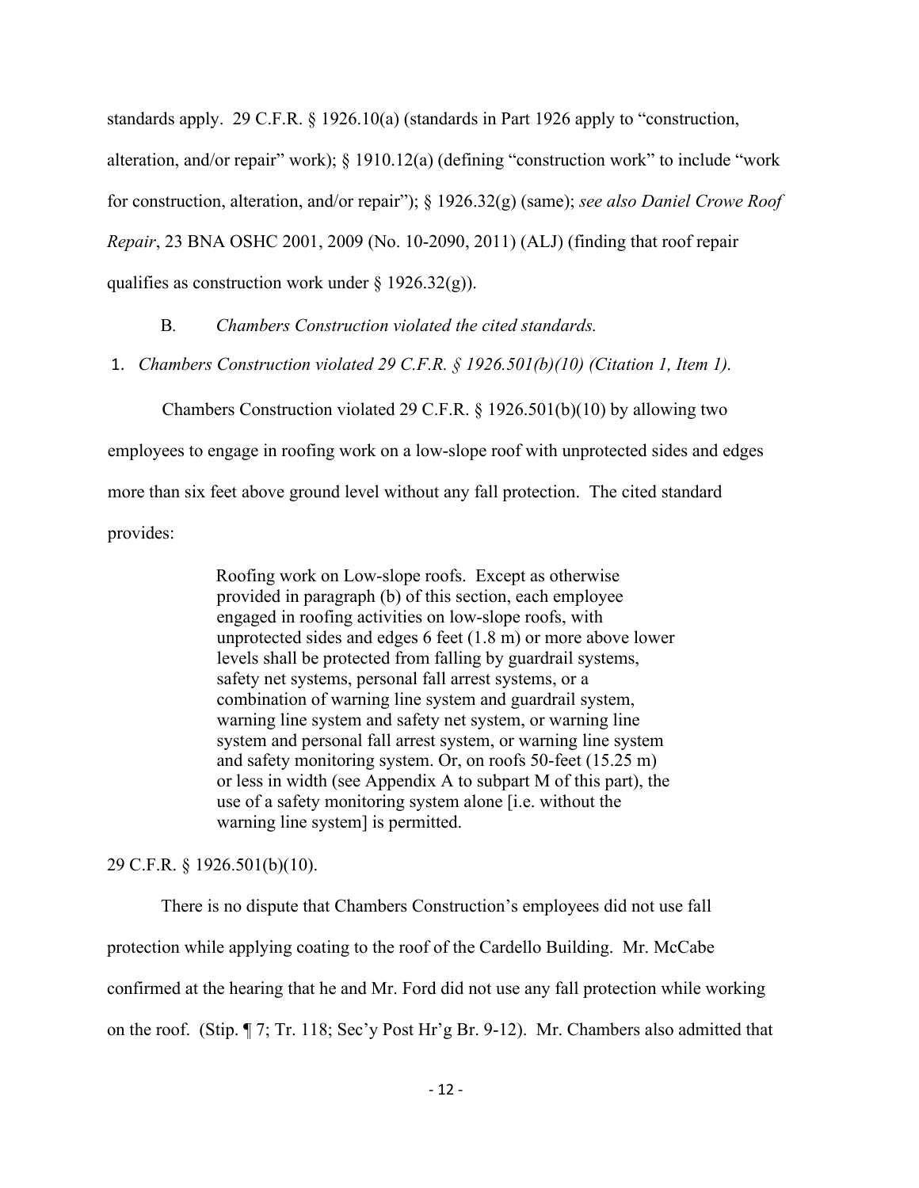standards apply. 29 C.F.R. § 1926.10(a) (standards in Part 1926 apply to "construction, alteration, and/or repair" work); § 1910.12(a) (defining "construction work" to include "work for construction, alteration, and/or repair"); § 1926.32(g) (same); *see also Daniel Crowe Roof Repair*, 23 BNA OSHC 2001, 2009 (No. 10-2090, 2011) (ALJ) (finding that roof repair qualifies as construction work under § 1926.32(g)).

B. *Chambers Construction violated the cited standards.*

1. *Chambers Construction violated 29 C.F.R. § 1926.501(b)(10) (Citation 1, Item 1).*

Chambers Construction violated 29 C.F.R. § 1926.501(b)(10) by allowing two employees to engage in roofing work on a low-slope roof with unprotected sides and edges more than six feet above ground level without any fall protection. The cited standard provides:

> Roofing work on Low-slope roofs. Except as otherwise provided in paragraph (b) of this section, each employee engaged in roofing activities on low-slope roofs, with unprotected sides and edges 6 feet (1.8 m) or more above lower levels shall be protected from falling by guardrail systems, safety net systems, personal fall arrest systems, or a combination of warning line system and guardrail system, warning line system and safety net system, or warning line system and personal fall arrest system, or warning line system and safety monitoring system. Or, on roofs 50-feet (15.25 m) or less in width (see Appendix A to subpart M of this part), the use of a safety monitoring system alone [i.e. without the warning line system] is permitted.

29 C.F.R. § 1926.501(b)(10).

There is no dispute that Chambers Construction's employees did not use fall protection while applying coating to the roof of the Cardello Building. Mr. McCabe confirmed at the hearing that he and Mr. Ford did not use any fall protection while working on the roof. (Stip. ¶ 7; Tr. 118; Sec'y Post Hr'g Br. 9-12). Mr. Chambers also admitted that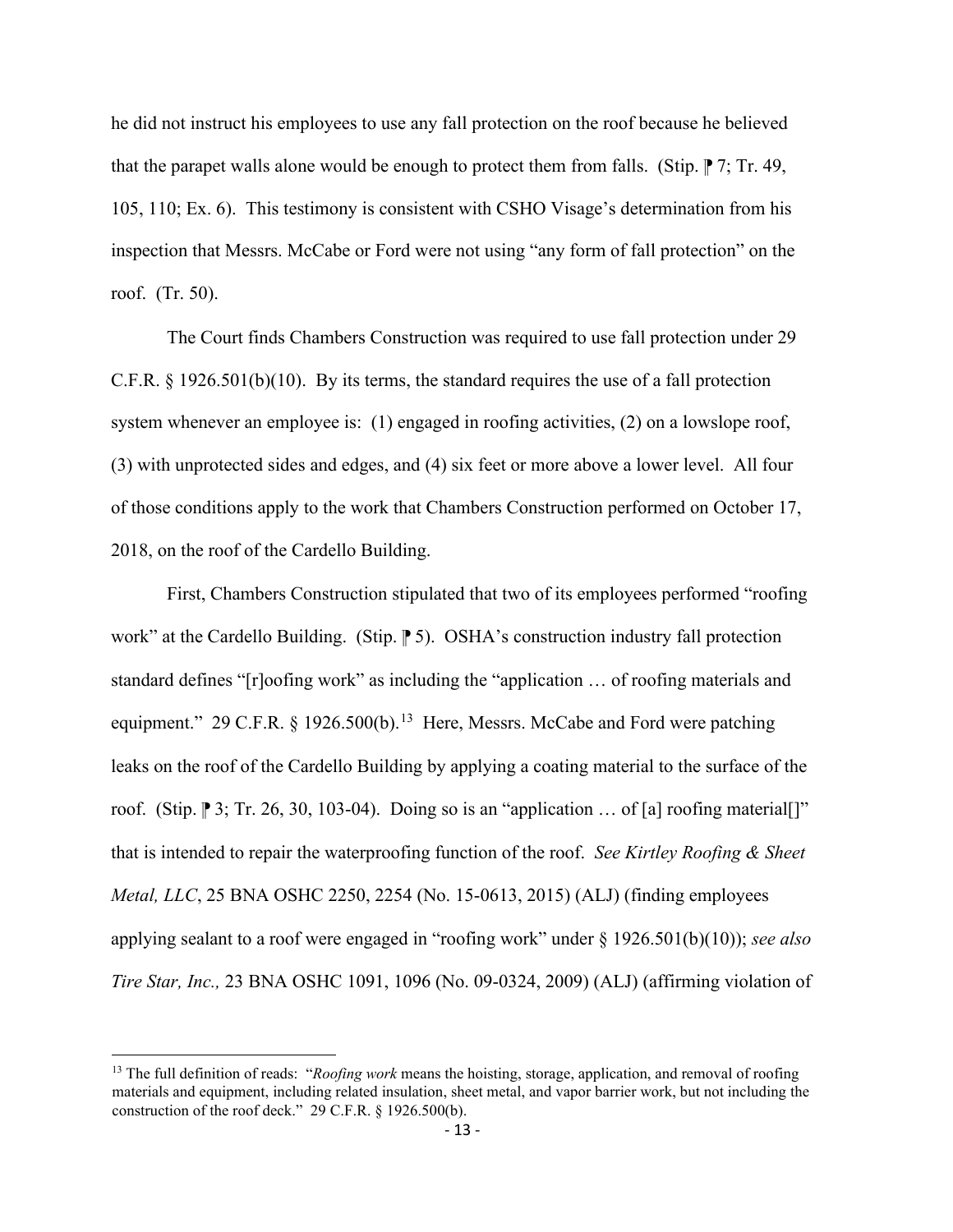he did not instruct his employees to use any fall protection on the roof because he believed that the parapet walls alone would be enough to protect them from falls. (Stip. ⁋ 7; Tr. 49, 105, 110; Ex. 6). This testimony is consistent with CSHO Visage's determination from his inspection that Messrs. McCabe or Ford were not using "any form of fall protection" on the roof. (Tr. 50).

The Court finds Chambers Construction was required to use fall protection under 29 C.F.R. § 1926.501(b)(10). By its terms, the standard requires the use of a fall protection system whenever an employee is: (1) engaged in roofing activities, (2) on a lowslope roof, (3) with unprotected sides and edges, and (4) six feet or more above a lower level. All four of those conditions apply to the work that Chambers Construction performed on October 17, 2018, on the roof of the Cardello Building.

First, Chambers Construction stipulated that two of its employees performed "roofing work" at the Cardello Building. (Stip. ⁋ 5). OSHA's construction industry fall protection standard defines "[r]oofing work" as including the "application … of roofing materials and equipment." 29 C.F.R. § 1926.500(b).[13] Here, Messrs. McCabe and Ford were patching leaks on the roof of the Cardello Building by applying a coating material to the surface of the roof. (Stip. ⁋ 3; Tr. 26, 30, 103-04). Doing so is an "application … of [a] roofing material[]" that is intended to repair the waterproofing function of the roof. *See Kirtley Roofing & Sheet Metal, LLC*, 25 BNA OSHC 2250, 2254 (No. 15-0613, 2015) (ALJ) (finding employees applying sealant to a roof were engaged in "roofing work" under § 1926.501(b)(10)); *see also Tire Star, Inc.,* 23 BNA OSHC 1091, 1096 (No. 09-0324, 2009) (ALJ) (affirming violation of

---

[13] The full definition of reads: "*Roofing work* means the hoisting, storage, application, and removal of roofing materials and equipment, including related insulation, sheet metal, and vapor barrier work, but not including the construction of the roof deck." 29 C.F.R. § 1926.500(b).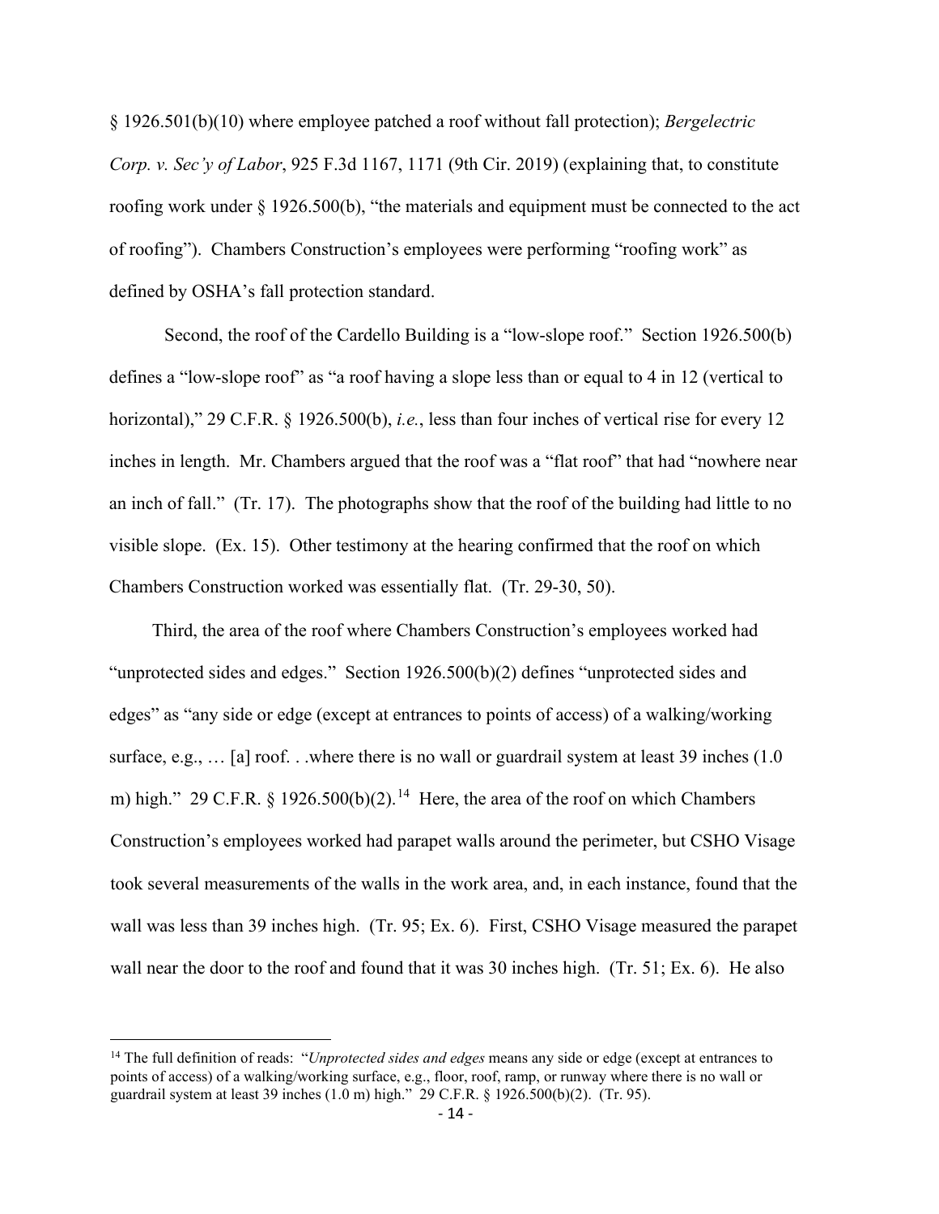§ 1926.501(b)(10) where employee patched a roof without fall protection); *Bergelectric Corp. v. Sec'y of Labor*, 925 F.3d 1167, 1171 (9th Cir. 2019) (explaining that, to constitute roofing work under § 1926.500(b), "the materials and equipment must be connected to the act of roofing"). Chambers Construction's employees were performing "roofing work" as defined by OSHA's fall protection standard.

Second, the roof of the Cardello Building is a "low-slope roof." Section 1926.500(b) defines a "low-slope roof" as "a roof having a slope less than or equal to 4 in 12 (vertical to horizontal)," 29 C.F.R. § 1926.500(b), *i.e.*, less than four inches of vertical rise for every 12 inches in length. Mr. Chambers argued that the roof was a "flat roof" that had "nowhere near an inch of fall." (Tr. 17). The photographs show that the roof of the building had little to no visible slope. (Ex. 15). Other testimony at the hearing confirmed that the roof on which Chambers Construction worked was essentially flat. (Tr. 29-30, 50).

Third, the area of the roof where Chambers Construction's employees worked had "unprotected sides and edges." Section 1926.500(b)(2) defines "unprotected sides and edges" as "any side or edge (except at entrances to points of access) of a walking/working surface, e.g., … [a] roof. . .where there is no wall or guardrail system at least 39 inches (1.0 m) high." 29 C.F.R. § 1926.500(b)(2).[14] Here, the area of the roof on which Chambers Construction's employees worked had parapet walls around the perimeter, but CSHO Visage took several measurements of the walls in the work area, and, in each instance, found that the wall was less than 39 inches high. (Tr. 95; Ex. 6). First, CSHO Visage measured the parapet wall near the door to the roof and found that it was 30 inches high. (Tr. 51; Ex. 6). He also

[14] The full definition of reads: "*Unprotected sides and edges* means any side or edge (except at entrances to points of access) of a walking/working surface, e.g., floor, roof, ramp, or runway where there is no wall or guardrail system at least 39 inches (1.0 m) high." 29 C.F.R. § 1926.500(b)(2). (Tr. 95).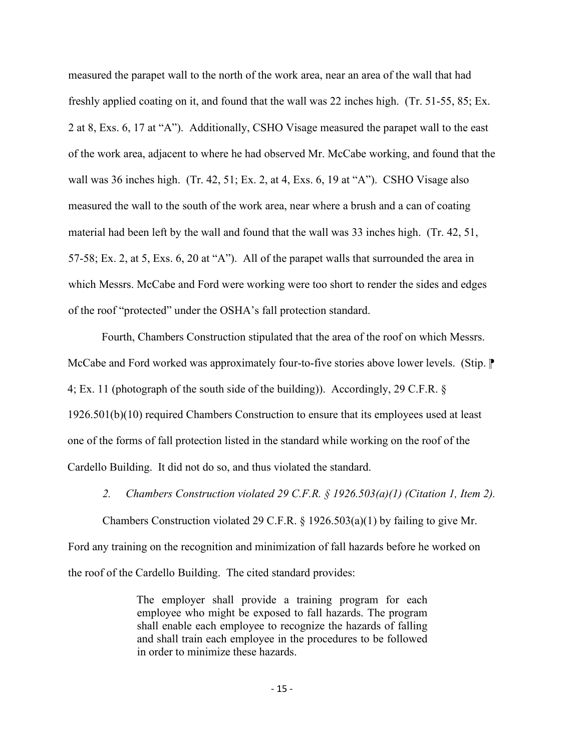measured the parapet wall to the north of the work area, near an area of the wall that had freshly applied coating on it, and found that the wall was 22 inches high. (Tr. 51-55, 85; Ex. 2 at 8, Exs. 6, 17 at "A"). Additionally, CSHO Visage measured the parapet wall to the east of the work area, adjacent to where he had observed Mr. McCabe working, and found that the wall was 36 inches high. (Tr. 42, 51; Ex. 2, at 4, Exs. 6, 19 at "A"). CSHO Visage also measured the wall to the south of the work area, near where a brush and a can of coating material had been left by the wall and found that the wall was 33 inches high. (Tr. 42, 51, 57-58; Ex. 2, at 5, Exs. 6, 20 at "A"). All of the parapet walls that surrounded the area in which Messrs. McCabe and Ford were working were too short to render the sides and edges of the roof "protected" under the OSHA's fall protection standard.

Fourth, Chambers Construction stipulated that the area of the roof on which Messrs. McCabe and Ford worked was approximately four-to-five stories above lower levels. (Stip. ⁋ 4; Ex. 11 (photograph of the south side of the building)). Accordingly, 29 C.F.R. § 1926.501(b)(10) required Chambers Construction to ensure that its employees used at least one of the forms of fall protection listed in the standard while working on the roof of the Cardello Building. It did not do so, and thus violated the standard.

*2. Chambers Construction violated 29 C.F.R. § 1926.503(a)(1) (Citation 1, Item 2).*

Chambers Construction violated 29 C.F.R. § 1926.503(a)(1) by failing to give Mr. Ford any training on the recognition and minimization of fall hazards before he worked on the roof of the Cardello Building. The cited standard provides:

> The employer shall provide a training program for each employee who might be exposed to fall hazards. The program shall enable each employee to recognize the hazards of falling and shall train each employee in the procedures to be followed in order to minimize these hazards.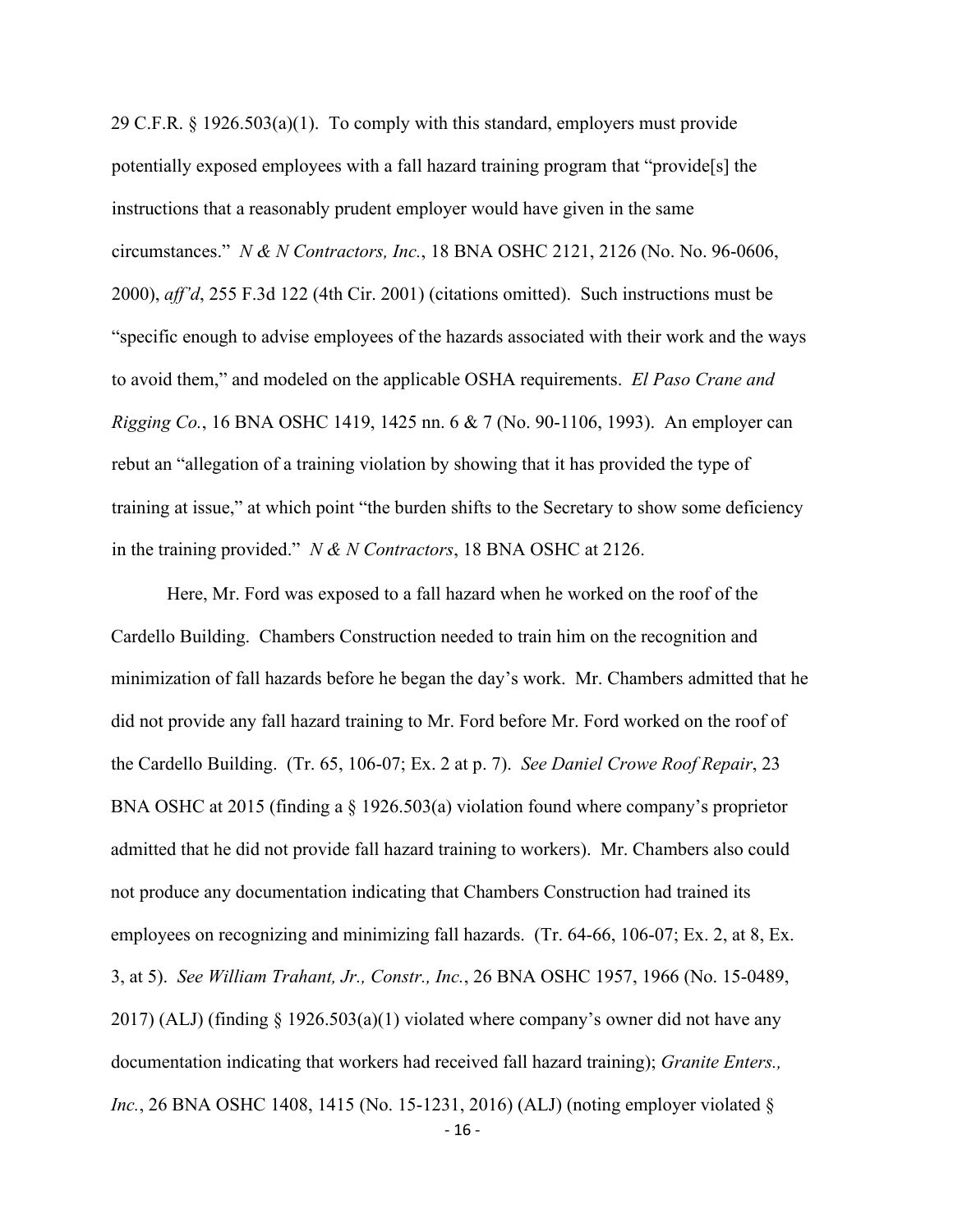29 C.F.R. § 1926.503(a)(1). To comply with this standard, employers must provide potentially exposed employees with a fall hazard training program that "provide[s] the instructions that a reasonably prudent employer would have given in the same circumstances." *N & N Contractors, Inc.*, 18 BNA OSHC 2121, 2126 (No. No. 96-0606, 2000), *aff'd*, 255 F.3d 122 (4th Cir. 2001) (citations omitted). Such instructions must be "specific enough to advise employees of the hazards associated with their work and the ways to avoid them," and modeled on the applicable OSHA requirements. *El Paso Crane and Rigging Co.*, 16 BNA OSHC 1419, 1425 nn. 6 & 7 (No. 90-1106, 1993). An employer can rebut an "allegation of a training violation by showing that it has provided the type of training at issue," at which point "the burden shifts to the Secretary to show some deficiency in the training provided." *N & N Contractors*, 18 BNA OSHC at 2126.

Here, Mr. Ford was exposed to a fall hazard when he worked on the roof of the Cardello Building. Chambers Construction needed to train him on the recognition and minimization of fall hazards before he began the day's work. Mr. Chambers admitted that he did not provide any fall hazard training to Mr. Ford before Mr. Ford worked on the roof of the Cardello Building. (Tr. 65, 106-07; Ex. 2 at p. 7). *See Daniel Crowe Roof Repair*, 23 BNA OSHC at 2015 (finding a § 1926.503(a) violation found where company's proprietor admitted that he did not provide fall hazard training to workers). Mr. Chambers also could not produce any documentation indicating that Chambers Construction had trained its employees on recognizing and minimizing fall hazards. (Tr. 64-66, 106-07; Ex. 2, at 8, Ex. 3, at 5). *See William Trahant, Jr., Constr., Inc.*, 26 BNA OSHC 1957, 1966 (No. 15-0489, 2017) (ALJ) (finding § 1926.503(a)(1) violated where company's owner did not have any documentation indicating that workers had received fall hazard training); *Granite Enters., Inc.*, 26 BNA OSHC 1408, 1415 (No. 15-1231, 2016) (ALJ) (noting employer violated §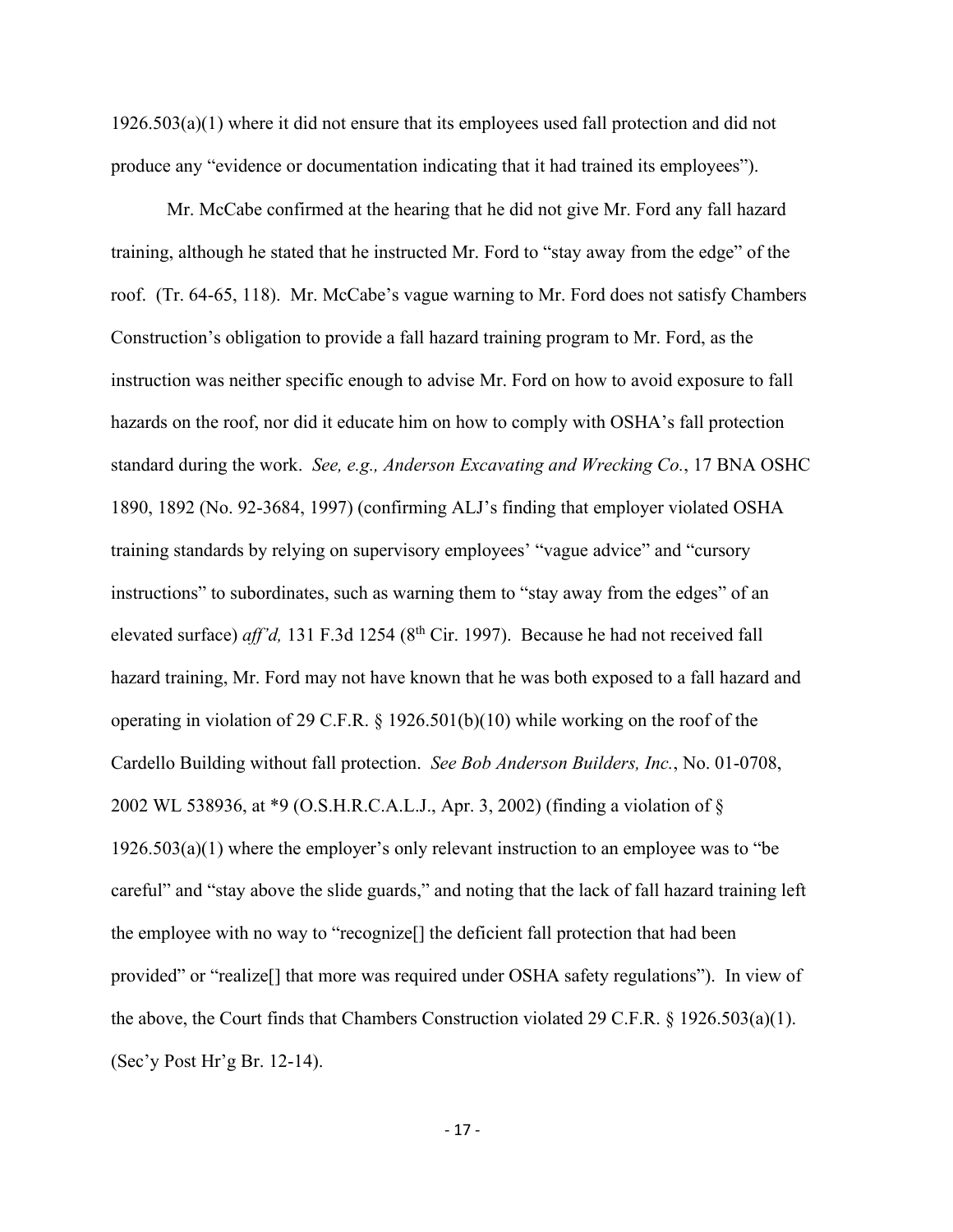1926.503(a)(1) where it did not ensure that its employees used fall protection and did not produce any "evidence or documentation indicating that it had trained its employees").

Mr. McCabe confirmed at the hearing that he did not give Mr. Ford any fall hazard training, although he stated that he instructed Mr. Ford to "stay away from the edge" of the roof. (Tr. 64-65, 118). Mr. McCabe's vague warning to Mr. Ford does not satisfy Chambers Construction's obligation to provide a fall hazard training program to Mr. Ford, as the instruction was neither specific enough to advise Mr. Ford on how to avoid exposure to fall hazards on the roof, nor did it educate him on how to comply with OSHA's fall protection standard during the work. *See, e.g., Anderson Excavating and Wrecking Co.*, 17 BNA OSHC 1890, 1892 (No. 92-3684, 1997) (confirming ALJ's finding that employer violated OSHA training standards by relying on supervisory employees' "vague advice" and "cursory instructions" to subordinates, such as warning them to "stay away from the edges" of an elevated surface) *aff'd,* 131 F.3d 1254 (8th Cir. 1997). Because he had not received fall hazard training, Mr. Ford may not have known that he was both exposed to a fall hazard and operating in violation of 29 C.F.R. § 1926.501(b)(10) while working on the roof of the Cardello Building without fall protection. *See Bob Anderson Builders, Inc.*, No. 01-0708, 2002 WL 538936, at *9 (O.S.H.R.C.A.L.J., Apr. 3, 2002) (finding a violation of § 1926.503(a)(1) where the employer's only relevant instruction to an employee was to "be careful" and "stay above the slide guards," and noting that the lack of fall hazard training left the employee with no way to "recognize[] the deficient fall protection that had been provided" or "realize[] that more was required under OSHA safety regulations"). In view of the above, the Court finds that Chambers Construction violated 29 C.F.R. § 1926.503(a)(1). (Sec'y Post Hr'g Br. 12-14).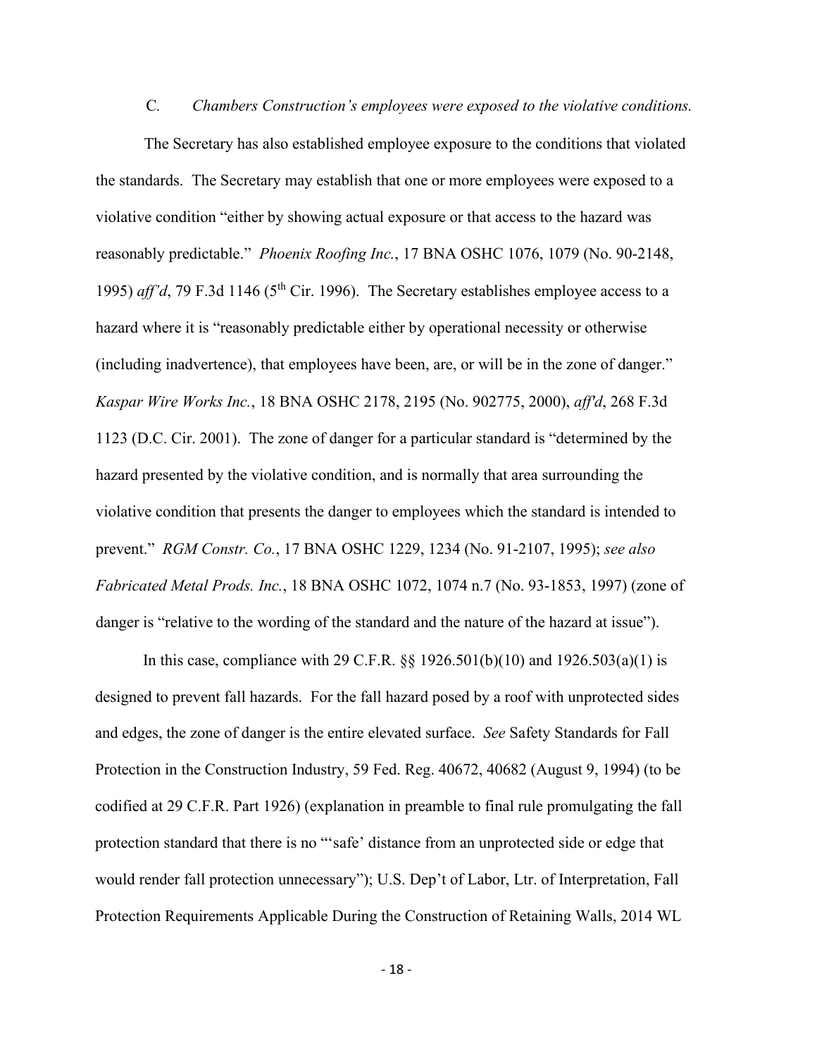C. *Chambers Construction's employees were exposed to the violative conditions.*

The Secretary has also established employee exposure to the conditions that violated the standards. The Secretary may establish that one or more employees were exposed to a violative condition "either by showing actual exposure or that access to the hazard was reasonably predictable." *Phoenix Roofing Inc.*, 17 BNA OSHC 1076, 1079 (No. 90-2148, 1995) *aff'd*, 79 F.3d 1146 (5th Cir. 1996). The Secretary establishes employee access to a hazard where it is "reasonably predictable either by operational necessity or otherwise (including inadvertence), that employees have been, are, or will be in the zone of danger." *Kaspar Wire Works Inc.*, 18 BNA OSHC 2178, 2195 (No. 902775, 2000), *aff'd*, 268 F.3d 1123 (D.C. Cir. 2001). The zone of danger for a particular standard is "determined by the hazard presented by the violative condition, and is normally that area surrounding the violative condition that presents the danger to employees which the standard is intended to prevent." *RGM Constr. Co.*, 17 BNA OSHC 1229, 1234 (No. 91-2107, 1995); *see also Fabricated Metal Prods. Inc.*, 18 BNA OSHC 1072, 1074 n.7 (No. 93-1853, 1997) (zone of danger is "relative to the wording of the standard and the nature of the hazard at issue").

In this case, compliance with 29 C.F.R. §§ 1926.501(b)(10) and 1926.503(a)(1) is designed to prevent fall hazards. For the fall hazard posed by a roof with unprotected sides and edges, the zone of danger is the entire elevated surface. *See* Safety Standards for Fall Protection in the Construction Industry, 59 Fed. Reg. 40672, 40682 (August 9, 1994) (to be codified at 29 C.F.R. Part 1926) (explanation in preamble to final rule promulgating the fall protection standard that there is no "'safe' distance from an unprotected side or edge that would render fall protection unnecessary"); U.S. Dep't of Labor, Ltr. of Interpretation, Fall Protection Requirements Applicable During the Construction of Retaining Walls, 2014 WL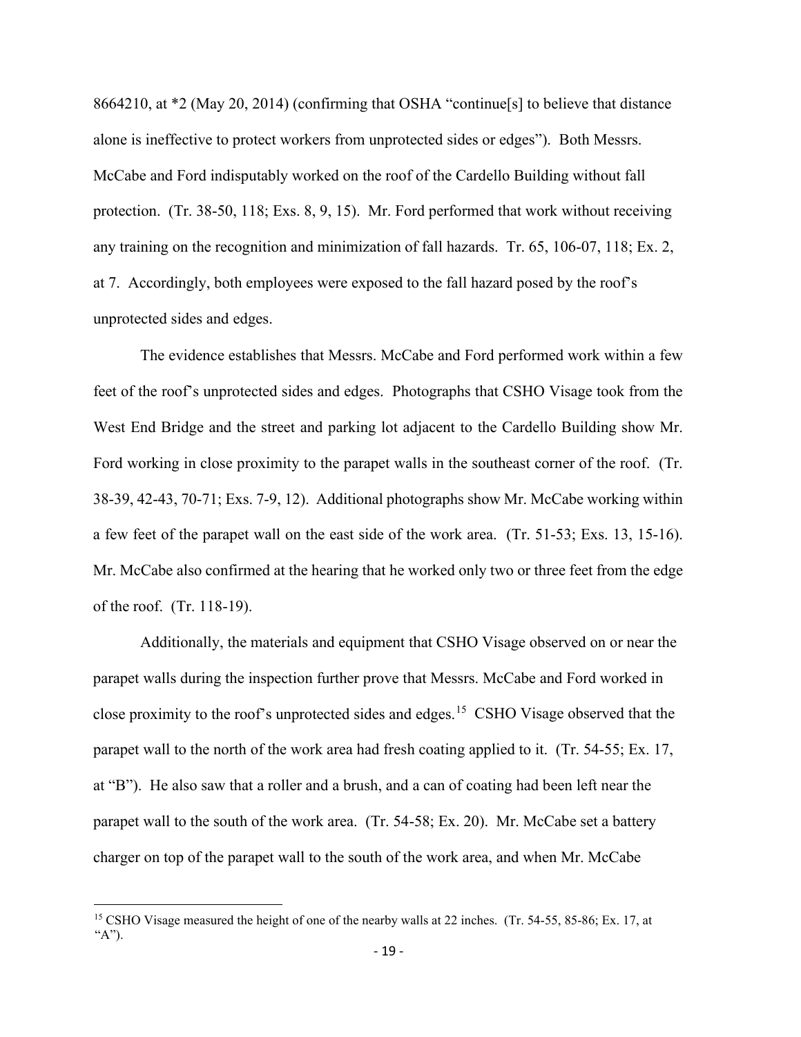8664210, at *2 (May 20, 2014) (confirming that OSHA "continue[s] to believe that distance alone is ineffective to protect workers from unprotected sides or edges"). Both Messrs. McCabe and Ford indisputably worked on the roof of the Cardello Building without fall protection. (Tr. 38-50, 118; Exs. 8, 9, 15). Mr. Ford performed that work without receiving any training on the recognition and minimization of fall hazards. Tr. 65, 106-07, 118; Ex. 2, at 7. Accordingly, both employees were exposed to the fall hazard posed by the roof's unprotected sides and edges.

The evidence establishes that Messrs. McCabe and Ford performed work within a few feet of the roof's unprotected sides and edges. Photographs that CSHO Visage took from the West End Bridge and the street and parking lot adjacent to the Cardello Building show Mr. Ford working in close proximity to the parapet walls in the southeast corner of the roof. (Tr. 38-39, 42-43, 70-71; Exs. 7-9, 12). Additional photographs show Mr. McCabe working within a few feet of the parapet wall on the east side of the work area. (Tr. 51-53; Exs. 13, 15-16). Mr. McCabe also confirmed at the hearing that he worked only two or three feet from the edge of the roof. (Tr. 118-19).

Additionally, the materials and equipment that CSHO Visage observed on or near the parapet walls during the inspection further prove that Messrs. McCabe and Ford worked in close proximity to the roof's unprotected sides and edges.[15] CSHO Visage observed that the parapet wall to the north of the work area had fresh coating applied to it. (Tr. 54-55; Ex. 17, at "B"). He also saw that a roller and a brush, and a can of coating had been left near the parapet wall to the south of the work area. (Tr. 54-58; Ex. 20). Mr. McCabe set a battery charger on top of the parapet wall to the south of the work area, and when Mr. McCabe

[15] CSHO Visage measured the height of one of the nearby walls at 22 inches. (Tr. 54-55, 85-86; Ex. 17, at "A").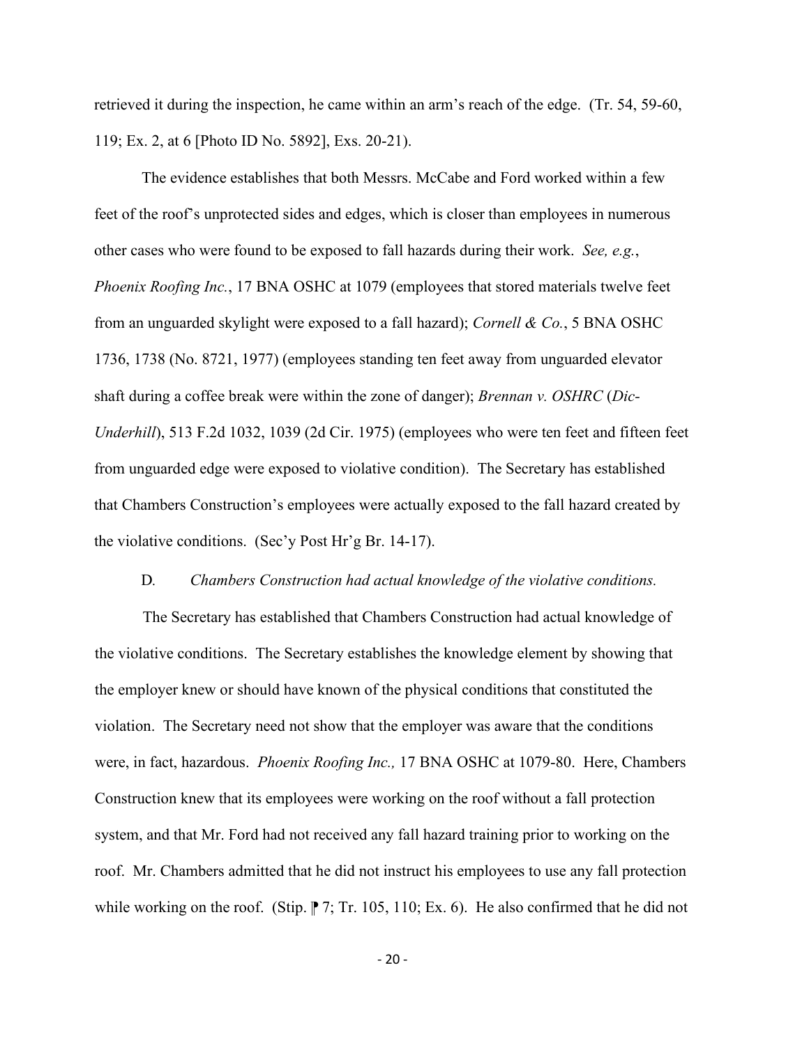retrieved it during the inspection, he came within an arm's reach of the edge. (Tr. 54, 59-60, 119; Ex. 2, at 6 [Photo ID No. 5892], Exs. 20-21).

The evidence establishes that both Messrs. McCabe and Ford worked within a few feet of the roof's unprotected sides and edges, which is closer than employees in numerous other cases who were found to be exposed to fall hazards during their work. *See, e.g.*, *Phoenix Roofing Inc.*, 17 BNA OSHC at 1079 (employees that stored materials twelve feet from an unguarded skylight were exposed to a fall hazard); *Cornell & Co.*, 5 BNA OSHC 1736, 1738 (No. 8721, 1977) (employees standing ten feet away from unguarded elevator shaft during a coffee break were within the zone of danger); *Brennan v. OSHRC* (*Dic-Underhill*), 513 F.2d 1032, 1039 (2d Cir. 1975) (employees who were ten feet and fifteen feet from unguarded edge were exposed to violative condition). The Secretary has established that Chambers Construction's employees were actually exposed to the fall hazard created by the violative conditions. (Sec'y Post Hr'g Br. 14-17).

D. *Chambers Construction had actual knowledge of the violative conditions.*

The Secretary has established that Chambers Construction had actual knowledge of the violative conditions. The Secretary establishes the knowledge element by showing that the employer knew or should have known of the physical conditions that constituted the violation. The Secretary need not show that the employer was aware that the conditions were, in fact, hazardous. *Phoenix Roofing Inc.,* 17 BNA OSHC at 1079-80. Here, Chambers Construction knew that its employees were working on the roof without a fall protection system, and that Mr. Ford had not received any fall hazard training prior to working on the roof. Mr. Chambers admitted that he did not instruct his employees to use any fall protection while working on the roof. (Stip. ⁋ 7; Tr. 105, 110; Ex. 6). He also confirmed that he did not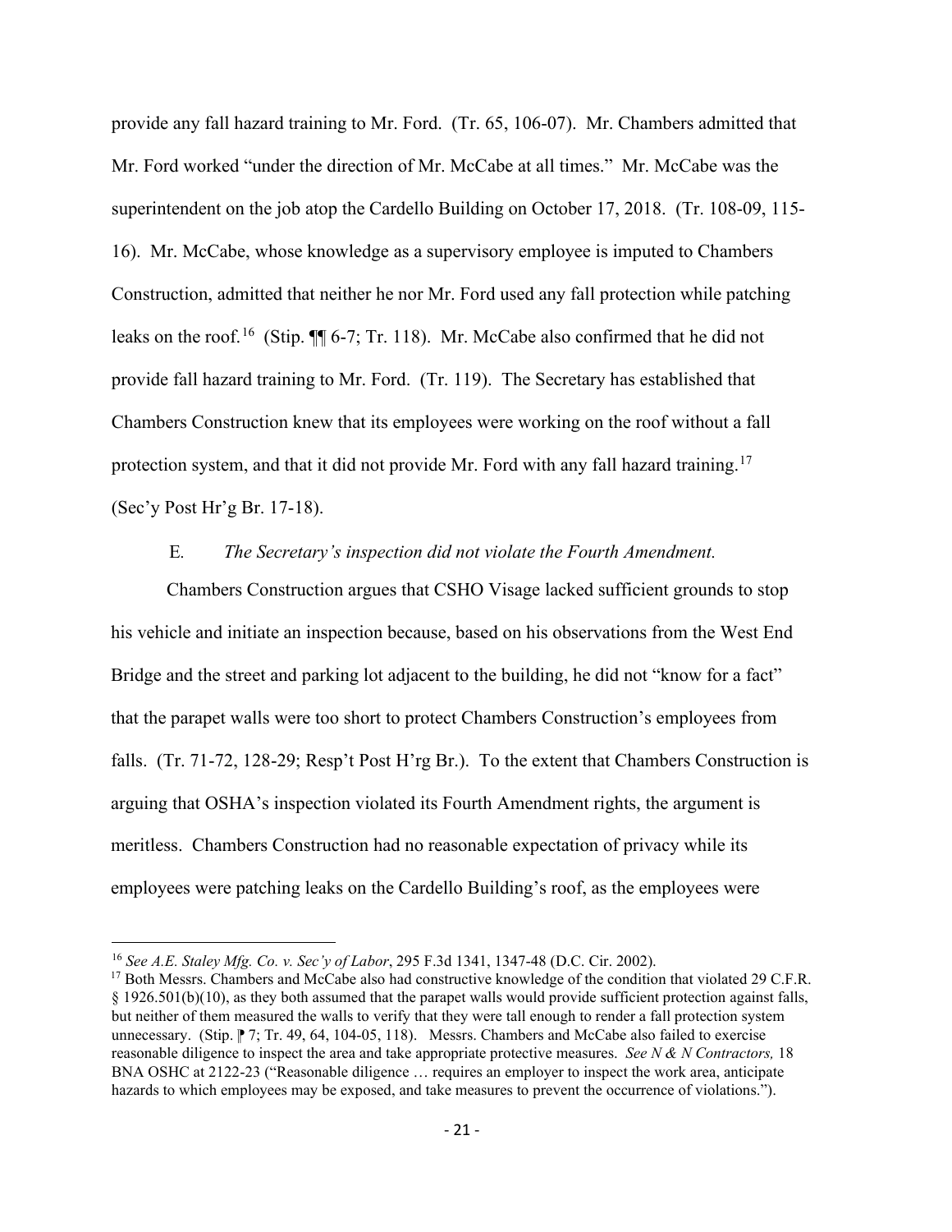provide any fall hazard training to Mr. Ford. (Tr. 65, 106-07). Mr. Chambers admitted that Mr. Ford worked "under the direction of Mr. McCabe at all times." Mr. McCabe was the superintendent on the job atop the Cardello Building on October 17, 2018. (Tr. 108-09, 115-16). Mr. McCabe, whose knowledge as a supervisory employee is imputed to Chambers Construction, admitted that neither he nor Mr. Ford used any fall protection while patching leaks on the roof.[16] (Stip. ¶¶ 6-7; Tr. 118). Mr. McCabe also confirmed that he did not provide fall hazard training to Mr. Ford. (Tr. 119). The Secretary has established that Chambers Construction knew that its employees were working on the roof without a fall protection system, and that it did not provide Mr. Ford with any fall hazard training.[17] (Sec'y Post Hr'g Br. 17-18).

E. *The Secretary's inspection did not violate the Fourth Amendment.*

Chambers Construction argues that CSHO Visage lacked sufficient grounds to stop his vehicle and initiate an inspection because, based on his observations from the West End Bridge and the street and parking lot adjacent to the building, he did not "know for a fact" that the parapet walls were too short to protect Chambers Construction's employees from falls. (Tr. 71-72, 128-29; Resp't Post H'rg Br.). To the extent that Chambers Construction is arguing that OSHA's inspection violated its Fourth Amendment rights, the argument is meritless. Chambers Construction had no reasonable expectation of privacy while its employees were patching leaks on the Cardello Building's roof, as the employees were

---

[16] *See A.E. Staley Mfg. Co. v. Sec'y of Labor*, 295 F.3d 1341, 1347-48 (D.C. Cir. 2002).

[17] Both Messrs. Chambers and McCabe also had constructive knowledge of the condition that violated 29 C.F.R. § 1926.501(b)(10), as they both assumed that the parapet walls would provide sufficient protection against falls, but neither of them measured the walls to verify that they were tall enough to render a fall protection system unnecessary. (Stip. ¶ 7; Tr. 49, 64, 104-05, 118). Messrs. Chambers and McCabe also failed to exercise reasonable diligence to inspect the area and take appropriate protective measures. *See N & N Contractors,* 18 BNA OSHC at 2122-23 ("Reasonable diligence … requires an employer to inspect the work area, anticipate hazards to which employees may be exposed, and take measures to prevent the occurrence of violations.").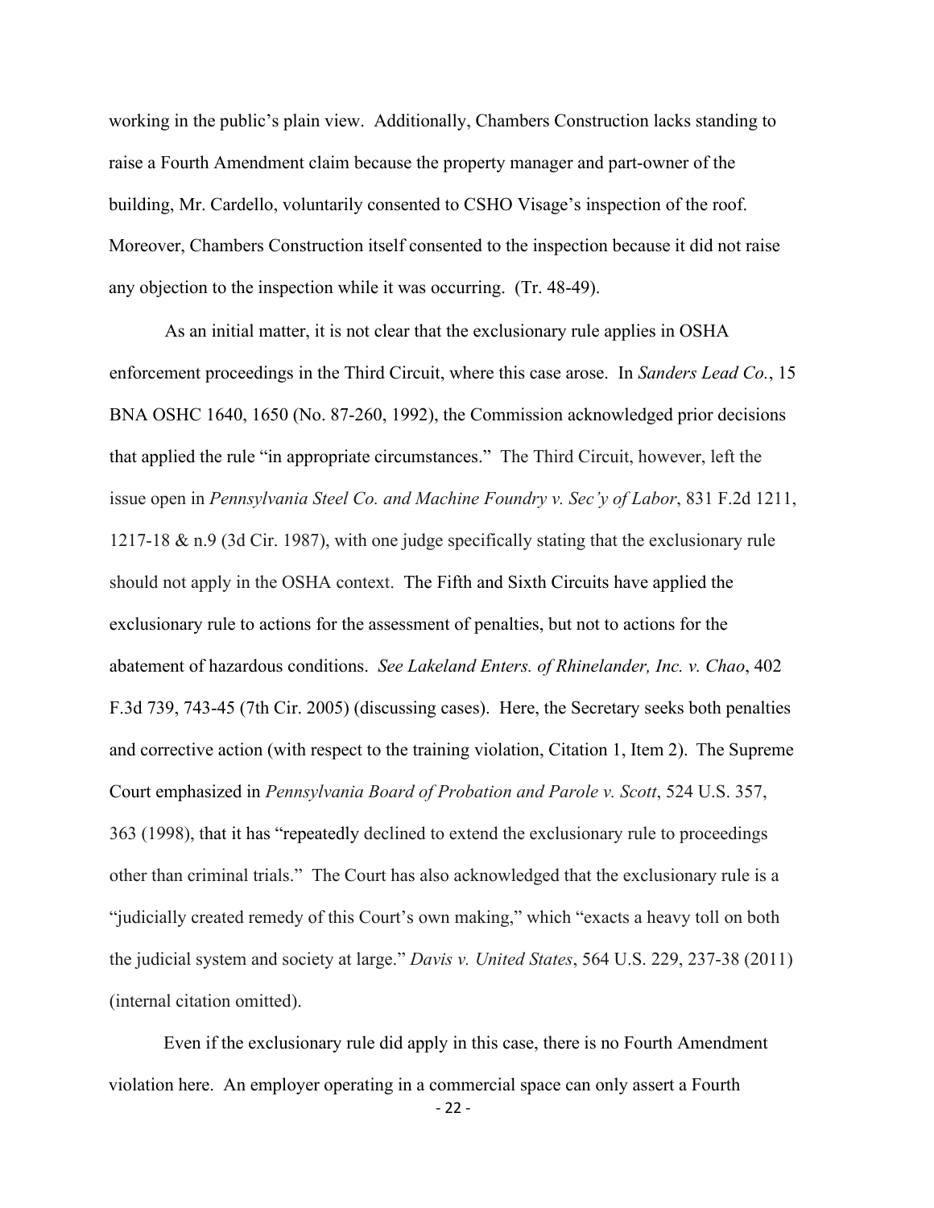working in the public's plain view. Additionally, Chambers Construction lacks standing to raise a Fourth Amendment claim because the property manager and part-owner of the building, Mr. Cardello, voluntarily consented to CSHO Visage's inspection of the roof. Moreover, Chambers Construction itself consented to the inspection because it did not raise any objection to the inspection while it was occurring. (Tr. 48-49).

As an initial matter, it is not clear that the exclusionary rule applies in OSHA enforcement proceedings in the Third Circuit, where this case arose. In *Sanders Lead Co.*, 15 BNA OSHC 1640, 1650 (No. 87-260, 1992), the Commission acknowledged prior decisions that applied the rule "in appropriate circumstances." The Third Circuit, however, left the issue open in *Pennsylvania Steel Co. and Machine Foundry v. Sec'y of Labor*, 831 F.2d 1211, 1217-18 & n.9 (3d Cir. 1987), with one judge specifically stating that the exclusionary rule should not apply in the OSHA context. The Fifth and Sixth Circuits have applied the exclusionary rule to actions for the assessment of penalties, but not to actions for the abatement of hazardous conditions. *See Lakeland Enters. of Rhinelander, Inc. v. Chao*, 402 F.3d 739, 743-45 (7th Cir. 2005) (discussing cases). Here, the Secretary seeks both penalties and corrective action (with respect to the training violation, Citation 1, Item 2). The Supreme Court emphasized in *Pennsylvania Board of Probation and Parole v. Scott*, 524 U.S. 357, 363 (1998), that it has "repeatedly declined to extend the exclusionary rule to proceedings other than criminal trials." The Court has also acknowledged that the exclusionary rule is a "judicially created remedy of this Court's own making," which "exacts a heavy toll on both the judicial system and society at large." *Davis v. United States*, 564 U.S. 229, 237-38 (2011) (internal citation omitted).

Even if the exclusionary rule did apply in this case, there is no Fourth Amendment violation here. An employer operating in a commercial space can only assert a Fourth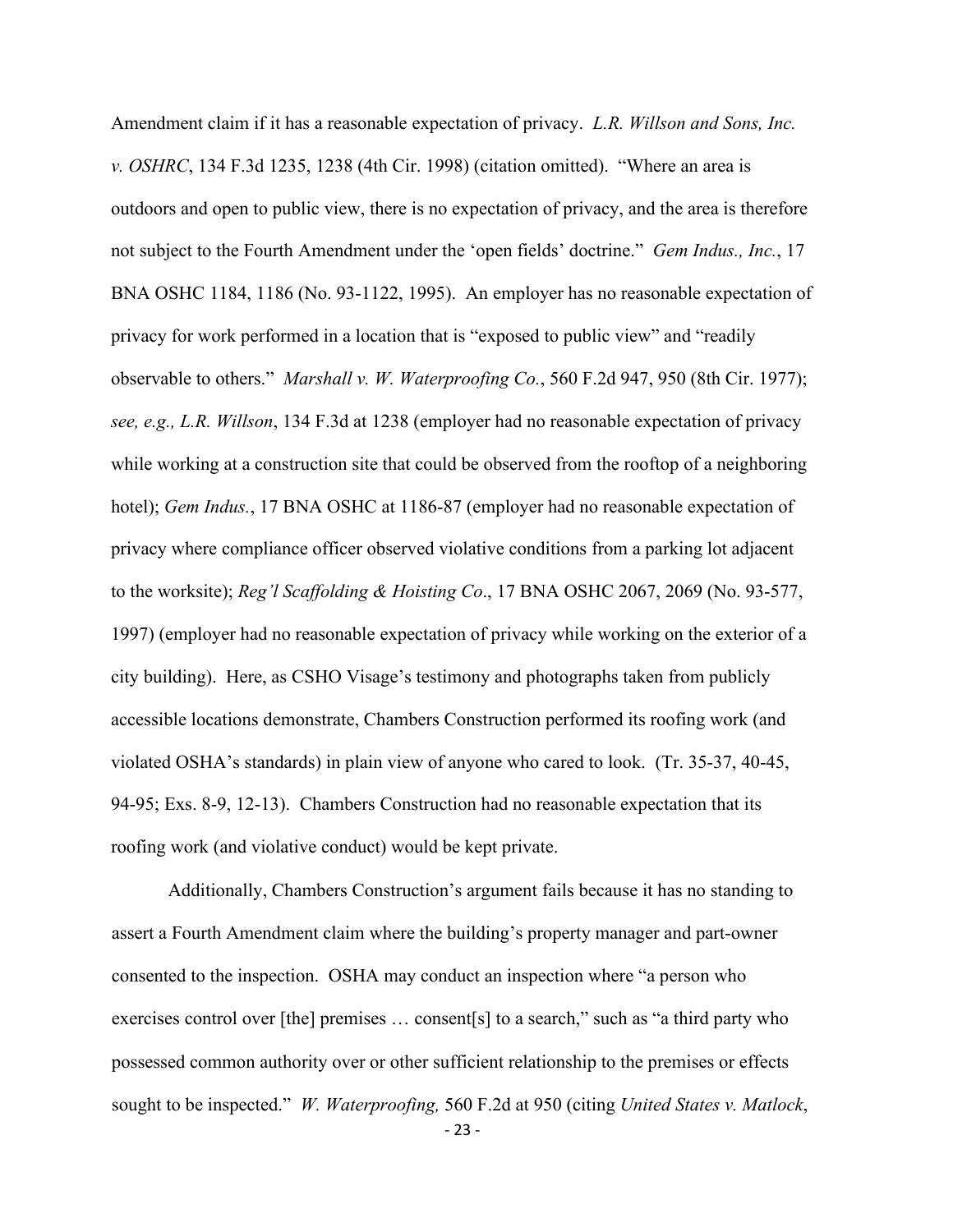Amendment claim if it has a reasonable expectation of privacy. *L.R. Willson and Sons, Inc. v. OSHRC*, 134 F.3d 1235, 1238 (4th Cir. 1998) (citation omitted). "Where an area is outdoors and open to public view, there is no expectation of privacy, and the area is therefore not subject to the Fourth Amendment under the 'open fields' doctrine." *Gem Indus., Inc.*, 17 BNA OSHC 1184, 1186 (No. 93-1122, 1995). An employer has no reasonable expectation of privacy for work performed in a location that is "exposed to public view" and "readily observable to others." *Marshall v. W. Waterproofing Co.*, 560 F.2d 947, 950 (8th Cir. 1977); *see, e.g., L.R. Willson*, 134 F.3d at 1238 (employer had no reasonable expectation of privacy while working at a construction site that could be observed from the rooftop of a neighboring hotel); *Gem Indus.*, 17 BNA OSHC at 1186-87 (employer had no reasonable expectation of privacy where compliance officer observed violative conditions from a parking lot adjacent to the worksite); *Reg'l Scaffolding & Hoisting Co*., 17 BNA OSHC 2067, 2069 (No. 93-577, 1997) (employer had no reasonable expectation of privacy while working on the exterior of a city building). Here, as CSHO Visage's testimony and photographs taken from publicly accessible locations demonstrate, Chambers Construction performed its roofing work (and violated OSHA's standards) in plain view of anyone who cared to look. (Tr. 35-37, 40-45, 94-95; Exs. 8-9, 12-13). Chambers Construction had no reasonable expectation that its roofing work (and violative conduct) would be kept private.

Additionally, Chambers Construction's argument fails because it has no standing to assert a Fourth Amendment claim where the building's property manager and part-owner consented to the inspection. OSHA may conduct an inspection where "a person who exercises control over [the] premises … consent[s] to a search," such as "a third party who possessed common authority over or other sufficient relationship to the premises or effects sought to be inspected." *W. Waterproofing,* 560 F.2d at 950 (citing *United States v. Matlock*,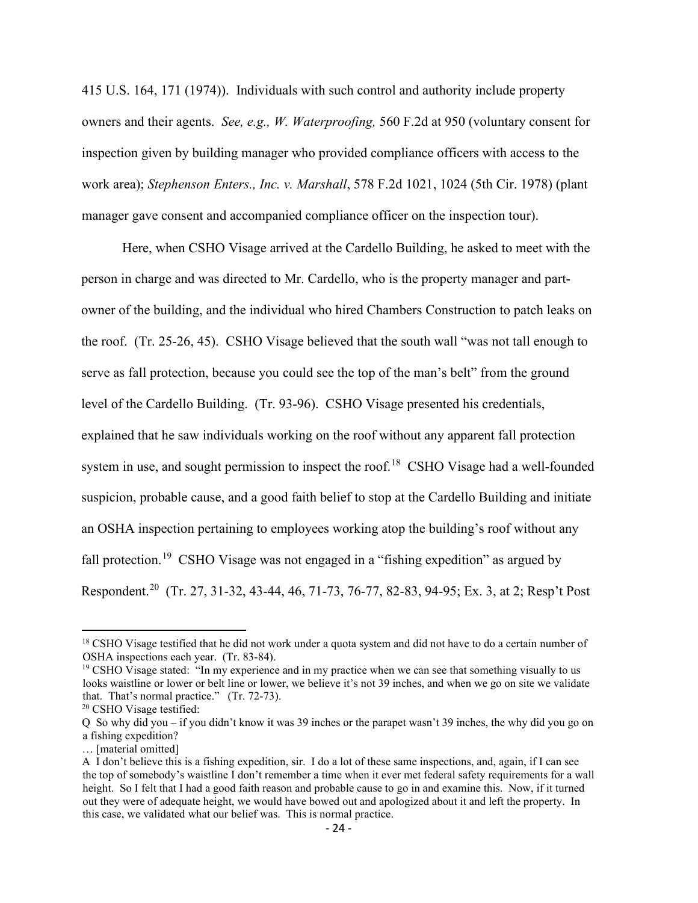415 U.S. 164, 171 (1974)). Individuals with such control and authority include property owners and their agents. *See, e.g., W. Waterproofing,* 560 F.2d at 950 (voluntary consent for inspection given by building manager who provided compliance officers with access to the work area); *Stephenson Enters., Inc. v. Marshall*, 578 F.2d 1021, 1024 (5th Cir. 1978) (plant manager gave consent and accompanied compliance officer on the inspection tour).

Here, when CSHO Visage arrived at the Cardello Building, he asked to meet with the person in charge and was directed to Mr. Cardello, who is the property manager and part-owner of the building, and the individual who hired Chambers Construction to patch leaks on the roof. (Tr. 25-26, 45). CSHO Visage believed that the south wall "was not tall enough to serve as fall protection, because you could see the top of the man's belt" from the ground level of the Cardello Building. (Tr. 93-96). CSHO Visage presented his credentials, explained that he saw individuals working on the roof without any apparent fall protection system in use, and sought permission to inspect the roof.[18] CSHO Visage had a well-founded suspicion, probable cause, and a good faith belief to stop at the Cardello Building and initiate an OSHA inspection pertaining to employees working atop the building's roof without any fall protection.[19] CSHO Visage was not engaged in a "fishing expedition" as argued by Respondent.[20] (Tr. 27, 31-32, 43-44, 46, 71-73, 76-77, 82-83, 94-95; Ex. 3, at 2; Resp't Post

---

[18] CSHO Visage testified that he did not work under a quota system and did not have to do a certain number of OSHA inspections each year. (Tr. 83-84).

[19] CSHO Visage stated: "In my experience and in my practice when we can see that something visually to us looks waistline or lower or belt line or lower, we believe it's not 39 inches, and when we go on site we validate that. That's normal practice." (Tr. 72-73).

[20] CSHO Visage testified:

Q So why did you – if you didn't know it was 39 inches or the parapet wasn't 39 inches, the why did you go on a fishing expedition?

… [material omitted]

A I don't believe this is a fishing expedition, sir. I do a lot of these same inspections, and, again, if I can see the top of somebody's waistline I don't remember a time when it ever met federal safety requirements for a wall height. So I felt that I had a good faith reason and probable cause to go in and examine this. Now, if it turned out they were of adequate height, we would have bowed out and apologized about it and left the property. In this case, we validated what our belief was. This is normal practice.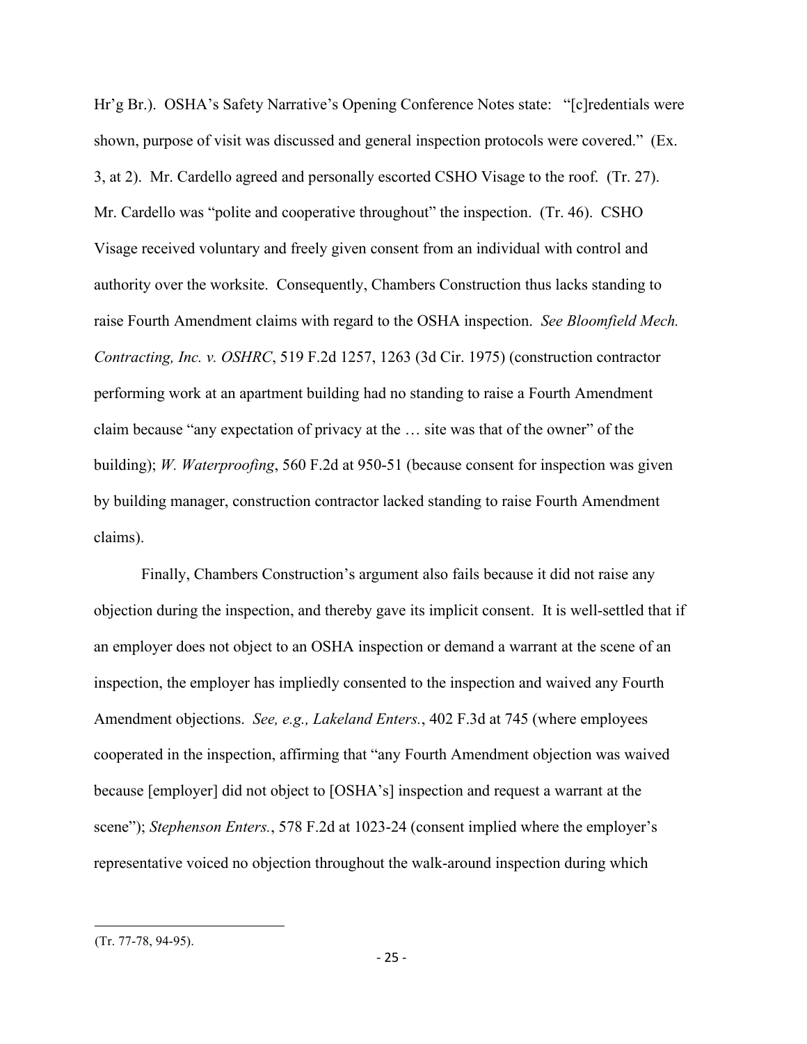Hr'g Br.). OSHA's Safety Narrative's Opening Conference Notes state: "[c]redentials were shown, purpose of visit was discussed and general inspection protocols were covered." (Ex. 3, at 2). Mr. Cardello agreed and personally escorted CSHO Visage to the roof. (Tr. 27). Mr. Cardello was "polite and cooperative throughout" the inspection. (Tr. 46). CSHO Visage received voluntary and freely given consent from an individual with control and authority over the worksite. Consequently, Chambers Construction thus lacks standing to raise Fourth Amendment claims with regard to the OSHA inspection. *See Bloomfield Mech. Contracting, Inc. v. OSHRC*, 519 F.2d 1257, 1263 (3d Cir. 1975) (construction contractor performing work at an apartment building had no standing to raise a Fourth Amendment claim because "any expectation of privacy at the … site was that of the owner" of the building); *W. Waterproofing*, 560 F.2d at 950-51 (because consent for inspection was given by building manager, construction contractor lacked standing to raise Fourth Amendment claims).

Finally, Chambers Construction's argument also fails because it did not raise any objection during the inspection, and thereby gave its implicit consent. It is well-settled that if an employer does not object to an OSHA inspection or demand a warrant at the scene of an inspection, the employer has impliedly consented to the inspection and waived any Fourth Amendment objections. *See, e.g., Lakeland Enters.*, 402 F.3d at 745 (where employees cooperated in the inspection, affirming that "any Fourth Amendment objection was waived because [employer] did not object to [OSHA's] inspection and request a warrant at the scene"); *Stephenson Enters.*, 578 F.2d at 1023-24 (consent implied where the employer's representative voiced no objection throughout the walk-around inspection during which

---

(Tr. 77-78, 94-95).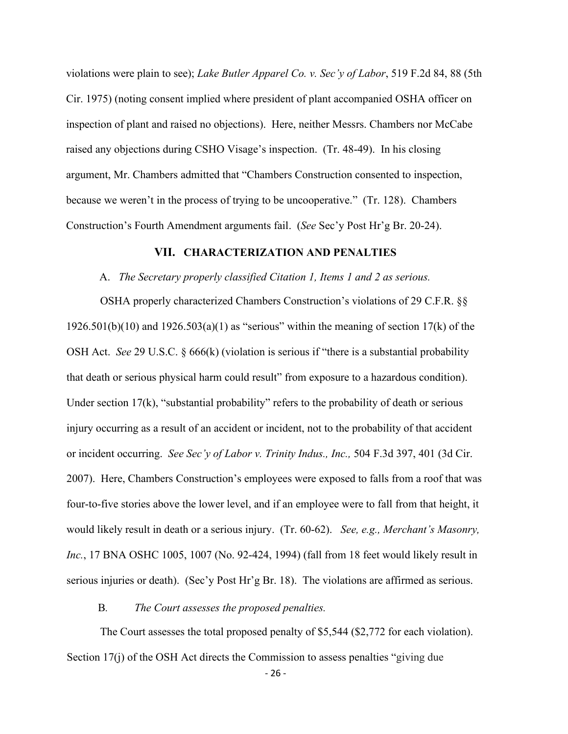violations were plain to see); *Lake Butler Apparel Co. v. Sec'y of Labor*, 519 F.2d 84, 88 (5th Cir. 1975) (noting consent implied where president of plant accompanied OSHA officer on inspection of plant and raised no objections). Here, neither Messrs. Chambers nor McCabe raised any objections during CSHO Visage's inspection. (Tr. 48-49). In his closing argument, Mr. Chambers admitted that "Chambers Construction consented to inspection, because we weren't in the process of trying to be uncooperative." (Tr. 128). Chambers Construction's Fourth Amendment arguments fail. (*See* Sec'y Post Hr'g Br. 20-24).

## VII. CHARACTERIZATION AND PENALTIES

### A. *The Secretary properly classified Citation 1, Items 1 and 2 as serious.*

OSHA properly characterized Chambers Construction's violations of 29 C.F.R. §§ 1926.501(b)(10) and 1926.503(a)(1) as "serious" within the meaning of section 17(k) of the OSH Act. *See* 29 U.S.C. § 666(k) (violation is serious if "there is a substantial probability that death or serious physical harm could result" from exposure to a hazardous condition). Under section 17(k), "substantial probability" refers to the probability of death or serious injury occurring as a result of an accident or incident, not to the probability of that accident or incident occurring. *See Sec'y of Labor v. Trinity Indus., Inc.,* 504 F.3d 397, 401 (3d Cir. 2007). Here, Chambers Construction's employees were exposed to falls from a roof that was four-to-five stories above the lower level, and if an employee were to fall from that height, it would likely result in death or a serious injury. (Tr. 60-62). *See, e.g., Merchant's Masonry, Inc.*, 17 BNA OSHC 1005, 1007 (No. 92-424, 1994) (fall from 18 feet would likely result in serious injuries or death). (Sec'y Post Hr'g Br. 18). The violations are affirmed as serious.

### B. *The Court assesses the proposed penalties.*

The Court assesses the total proposed penalty of $5,544 ($2,772 for each violation). Section 17(j) of the OSH Act directs the Commission to assess penalties "giving due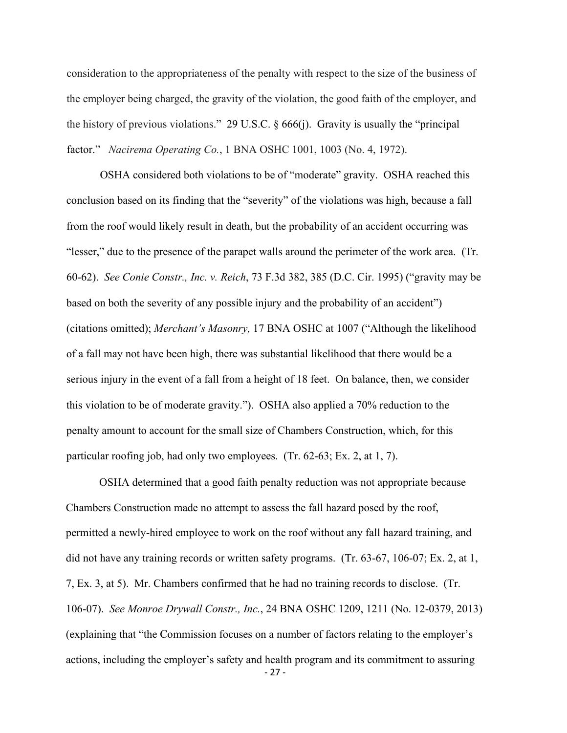consideration to the appropriateness of the penalty with respect to the size of the business of the employer being charged, the gravity of the violation, the good faith of the employer, and the history of previous violations." 29 U.S.C. § 666(j). Gravity is usually the "principal factor." *Nacirema Operating Co.*, 1 BNA OSHC 1001, 1003 (No. 4, 1972).

OSHA considered both violations to be of "moderate" gravity. OSHA reached this conclusion based on its finding that the "severity" of the violations was high, because a fall from the roof would likely result in death, but the probability of an accident occurring was "lesser," due to the presence of the parapet walls around the perimeter of the work area. (Tr. 60-62). *See Conie Constr., Inc. v. Reich*, 73 F.3d 382, 385 (D.C. Cir. 1995) ("gravity may be based on both the severity of any possible injury and the probability of an accident") (citations omitted); *Merchant's Masonry,* 17 BNA OSHC at 1007 ("Although the likelihood of a fall may not have been high, there was substantial likelihood that there would be a serious injury in the event of a fall from a height of 18 feet. On balance, then, we consider this violation to be of moderate gravity."). OSHA also applied a 70% reduction to the penalty amount to account for the small size of Chambers Construction, which, for this particular roofing job, had only two employees. (Tr. 62-63; Ex. 2, at 1, 7).

OSHA determined that a good faith penalty reduction was not appropriate because Chambers Construction made no attempt to assess the fall hazard posed by the roof, permitted a newly-hired employee to work on the roof without any fall hazard training, and did not have any training records or written safety programs. (Tr. 63-67, 106-07; Ex. 2, at 1, 7, Ex. 3, at 5). Mr. Chambers confirmed that he had no training records to disclose. (Tr. 106-07). *See Monroe Drywall Constr., Inc.*, 24 BNA OSHC 1209, 1211 (No. 12-0379, 2013) (explaining that "the Commission focuses on a number of factors relating to the employer's actions, including the employer's safety and health program and its commitment to assuring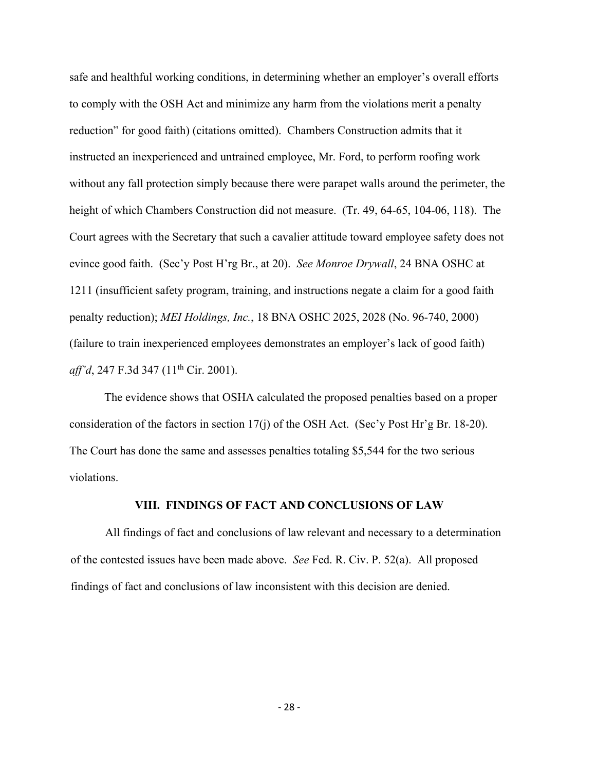safe and healthful working conditions, in determining whether an employer's overall efforts to comply with the OSH Act and minimize any harm from the violations merit a penalty reduction" for good faith) (citations omitted). Chambers Construction admits that it instructed an inexperienced and untrained employee, Mr. Ford, to perform roofing work without any fall protection simply because there were parapet walls around the perimeter, the height of which Chambers Construction did not measure. (Tr. 49, 64-65, 104-06, 118). The Court agrees with the Secretary that such a cavalier attitude toward employee safety does not evince good faith. (Sec'y Post H'rg Br., at 20). *See Monroe Drywall*, 24 BNA OSHC at 1211 (insufficient safety program, training, and instructions negate a claim for a good faith penalty reduction); *MEI Holdings, Inc.*, 18 BNA OSHC 2025, 2028 (No. 96-740, 2000) (failure to train inexperienced employees demonstrates an employer's lack of good faith) *aff'd*, 247 F.3d 347 (11th Cir. 2001).

The evidence shows that OSHA calculated the proposed penalties based on a proper consideration of the factors in section 17(j) of the OSH Act. (Sec'y Post Hr'g Br. 18-20). The Court has done the same and assesses penalties totaling $5,544 for the two serious violations.

## VIII. FINDINGS OF FACT AND CONCLUSIONS OF LAW

All findings of fact and conclusions of law relevant and necessary to a determination of the contested issues have been made above. *See* Fed. R. Civ. P. 52(a). All proposed findings of fact and conclusions of law inconsistent with this decision are denied.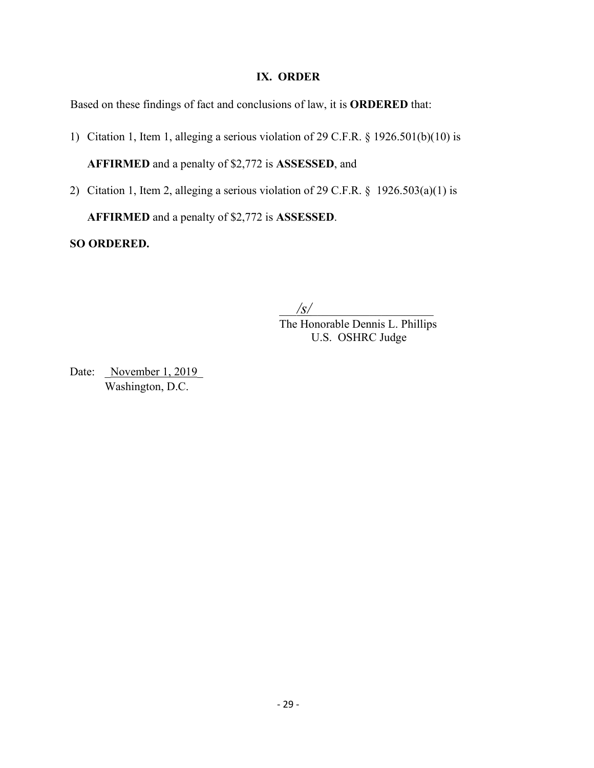## IX. ORDER

Based on these findings of fact and conclusions of law, it is **ORDERED** that:

1) Citation 1, Item 1, alleging a serious violation of 29 C.F.R. § 1926.501(b)(10) is **AFFIRMED** and a penalty of $2,772 is **ASSESSED**, and

2) Citation 1, Item 2, alleging a serious violation of 29 C.F.R. § 1926.503(a)(1) is **AFFIRMED** and a penalty of $2,772 is **ASSESSED**.

**SO ORDERED.**

*/s/*
The Honorable Dennis L. Phillips
U.S. OSHRC Judge

Date: November 1, 2019
Washington, D.C.